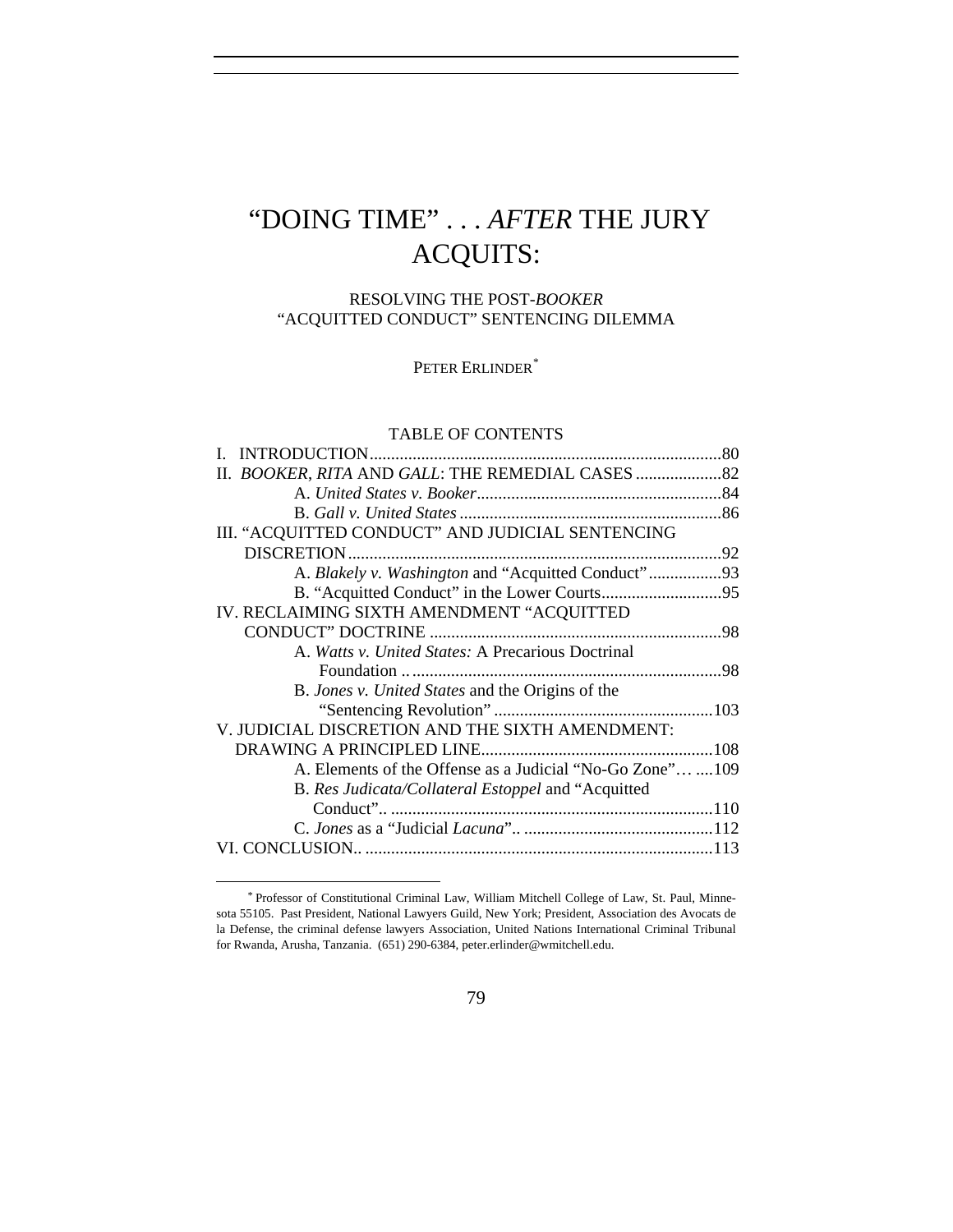# "DOING TIME" . . . *AFTER* THE JURY ACQUITS:

## RESOLVING THE POST-*BOOKER* "ACQUITTED CONDUCT" SENTENCING DILEMMA

PETER ERLINDER[*]

TABLE OF CONTENTS

I. INTRODUCTION .......................................................................... 80
II. *BOOKER*, *RITA* AND *GALL*: THE REMEDIAL CASES .................... 82
  A. *United States v. Booker* ......................................................... 84
  B. *Gall v. United States* ............................................................. 86
III. "ACQUITTED CONDUCT" AND JUDICIAL SENTENCING DISCRETION ...................................................................................... 92
  A. *Blakely v. Washington* and "Acquitted Conduct" ................. 93
  B. "Acquitted Conduct" in the Lower Courts ............................ 95
IV. RECLAIMING SIXTH AMENDMENT "ACQUITTED CONDUCT" DOCTRINE ................................................................... 98
  A. *Watts v. United States:* A Precarious Doctrinal Foundation .. ........................................................................ 98
  B. *Jones v. United States* and the Origins of the "Sentencing Revolution" ................................................... 103
V. JUDICIAL DISCRETION AND THE SIXTH AMENDMENT: DRAWING A PRINCIPLED LINE ...................................................... 108
  A. Elements of the Offense as a Judicial "No-Go Zone"… .... 109
  B. *Res Judicata/Collateral Estoppel* and "Acquitted Conduct".. ........................................................................... 110
  C. *Jones* as a "Judicial *Lacuna*".. ............................................ 112
VI. CONCLUSION.. ................................................................................ 113

---

[*] Professor of Constitutional Criminal Law, William Mitchell College of Law, St. Paul, Minnesota 55105. Past President, National Lawyers Guild, New York; President, Association des Avocats de la Defense, the criminal defense lawyers Association, United Nations International Criminal Tribunal for Rwanda, Arusha, Tanzania. (651) 290-6384, peter.erlinder@wmitchell.edu.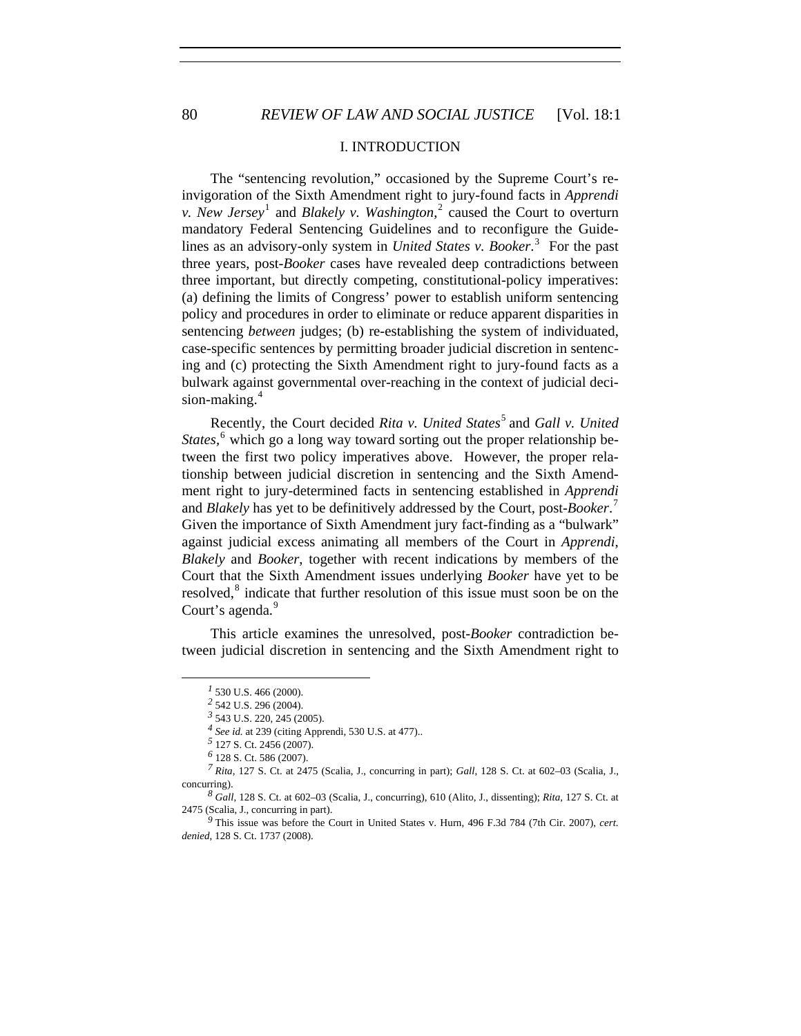## I. INTRODUCTION

The "sentencing revolution," occasioned by the Supreme Court's re-invigoration of the Sixth Amendment right to jury-found facts in *Apprendi v. New Jersey*[1] and *Blakely v. Washington*,[2] caused the Court to overturn mandatory Federal Sentencing Guidelines and to reconfigure the Guidelines as an advisory-only system in *United States v. Booker*.[3] For the past three years, post-*Booker* cases have revealed deep contradictions between three important, but directly competing, constitutional-policy imperatives: (a) defining the limits of Congress' power to establish uniform sentencing policy and procedures in order to eliminate or reduce apparent disparities in sentencing *between* judges; (b) re-establishing the system of individuated, case-specific sentences by permitting broader judicial discretion in sentencing and (c) protecting the Sixth Amendment right to jury-found facts as a bulwark against governmental over-reaching in the context of judicial decision-making.[4]

Recently, the Court decided *Rita v. United States*[5] and *Gall v. United States*,[6] which go a long way toward sorting out the proper relationship between the first two policy imperatives above. However, the proper relationship between judicial discretion in sentencing and the Sixth Amendment right to jury-determined facts in sentencing established in *Apprendi* and *Blakely* has yet to be definitively addressed by the Court, post-*Booker*.[7] Given the importance of Sixth Amendment jury fact-finding as a "bulwark" against judicial excess animating all members of the Court in *Apprendi*, *Blakely* and *Booker*, together with recent indications by members of the Court that the Sixth Amendment issues underlying *Booker* have yet to be resolved,[8] indicate that further resolution of this issue must soon be on the Court's agenda.[9]

This article examines the unresolved, post-*Booker* contradiction between judicial discretion in sentencing and the Sixth Amendment right to

---

[1] 530 U.S. 466 (2000).

[2] 542 U.S. 296 (2004).

[3] 543 U.S. 220, 245 (2005).

[4] *See id.* at 239 (citing Apprendi, 530 U.S. at 477)..

[5] 127 S. Ct. 2456 (2007).

[6] 128 S. Ct. 586 (2007).

[7] *Rita*, 127 S. Ct. at 2475 (Scalia, J., concurring in part); *Gall*, 128 S. Ct. at 602–03 (Scalia, J., concurring).

[8] *Gall*, 128 S. Ct. at 602–03 (Scalia, J., concurring), 610 (Alito, J., dissenting); *Rita*, 127 S. Ct. at 2475 (Scalia, J., concurring in part).

[9] This issue was before the Court in United States v. Hurn, 496 F.3d 784 (7th Cir. 2007), *cert. denied*, 128 S. Ct. 1737 (2008).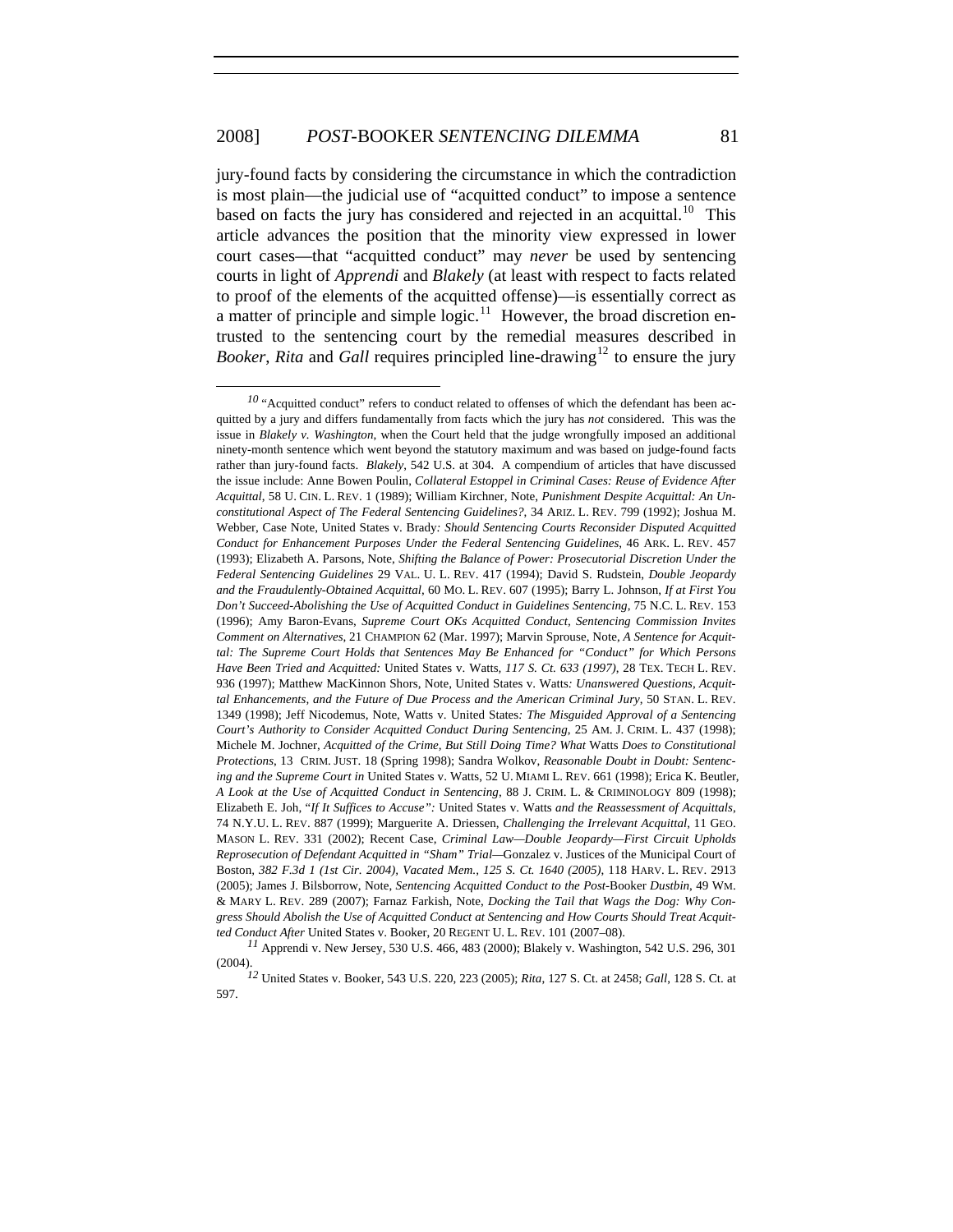jury-found facts by considering the circumstance in which the contradiction is most plain—the judicial use of "acquitted conduct" to impose a sentence based on facts the jury has considered and rejected in an acquittal.[10] This article advances the position that the minority view expressed in lower court cases—that "acquitted conduct" may *never* be used by sentencing courts in light of *Apprendi* and *Blakely* (at least with respect to facts related to proof of the elements of the acquitted offense)—is essentially correct as a matter of principle and simple logic.[11] However, the broad discretion entrusted to the sentencing court by the remedial measures described in *Booker*, *Rita* and *Gall* requires principled line-drawing[12] to ensure the jury

---

[10] "Acquitted conduct" refers to conduct related to offenses of which the defendant has been acquitted by a jury and differs fundamentally from facts which the jury has *not* considered. This was the issue in *Blakely v. Washington*, when the Court held that the judge wrongfully imposed an additional ninety-month sentence which went beyond the statutory maximum and was based on judge-found facts rather than jury-found facts. *Blakely*, 542 U.S. at 304. A compendium of articles that have discussed the issue include: Anne Bowen Poulin, *Collateral Estoppel in Criminal Cases: Reuse of Evidence After Acquittal*, 58 U. CIN. L. REV. 1 (1989); William Kirchner, Note, *Punishment Despite Acquittal: An Unconstitutional Aspect of The Federal Sentencing Guidelines?*, 34 ARIZ. L. REV. 799 (1992); Joshua M. Webber, Case Note, United States v. Brady*: Should Sentencing Courts Reconsider Disputed Acquitted Conduct for Enhancement Purposes Under the Federal Sentencing Guidelines*, 46 ARK. L. REV. 457 (1993); Elizabeth A. Parsons, Note, *Shifting the Balance of Power: Prosecutorial Discretion Under the Federal Sentencing Guidelines* 29 VAL. U. L. REV. 417 (1994); David S. Rudstein, *Double Jeopardy and the Fraudulently-Obtained Acquittal*, 60 MO. L. REV. 607 (1995); Barry L. Johnson, *If at First You Don't Succeed-Abolishing the Use of Acquitted Conduct in Guidelines Sentencing*, 75 N.C. L. REV. 153 (1996); Amy Baron-Evans, *Supreme Court OKs Acquitted Conduct, Sentencing Commission Invites Comment on Alternatives*, 21 CHAMPION 62 (Mar. 1997); Marvin Sprouse, Note, *A Sentence for Acquittal: The Supreme Court Holds that Sentences May Be Enhanced for "Conduct" for Which Persons Have Been Tried and Acquitted:* United States v. Watts, *117 S. Ct. 633 (1997)*, 28 TEX. TECH L. REV. 936 (1997); Matthew MacKinnon Shors, Note, United States v. Watts*: Unanswered Questions, Acquittal Enhancements, and the Future of Due Process and the American Criminal Jury*, 50 STAN. L. REV. 1349 (1998); Jeff Nicodemus, Note, Watts v. United States*: The Misguided Approval of a Sentencing Court's Authority to Consider Acquitted Conduct During Sentencing*, 25 AM. J. CRIM. L. 437 (1998); Michele M. Jochner, *Acquitted of the Crime, But Still Doing Time? What* Watts *Does to Constitutional Protections*, 13 CRIM. JUST. 18 (Spring 1998); Sandra Wolkov, *Reasonable Doubt in Doubt: Sentencing and the Supreme Court in* United States v. Watts, 52 U. MIAMI L. REV. 661 (1998); Erica K. Beutler, *A Look at the Use of Acquitted Conduct in Sentencing*, 88 J. CRIM. L. & CRIMINOLOGY 809 (1998); Elizabeth E. Joh, *"If It Suffices to Accuse":* United States v. Watts *and the Reassessment of Acquittals*, 74 N.Y.U. L. REV. 887 (1999); Marguerite A. Driessen, *Challenging the Irrelevant Acquittal*, 11 GEO. MASON L. REV. 331 (2002); Recent Case, *Criminal Law—Double Jeopardy—First Circuit Upholds Reprosecution of Defendant Acquitted in "Sham" Trial*—Gonzalez v. Justices of the Municipal Court of Boston, *382 F.3d 1 (1st Cir. 2004), Vacated Mem., 125 S. Ct. 1640 (2005)*, 118 HARV. L. REV. 2913 (2005); James J. Bilsborrow, Note, *Sentencing Acquitted Conduct to the Post-*Booker *Dustbin*, 49 WM. & MARY L. REV. 289 (2007); Farnaz Farkish, Note, *Docking the Tail that Wags the Dog: Why Congress Should Abolish the Use of Acquitted Conduct at Sentencing and How Courts Should Treat Acquitted Conduct After* United States v. Booker, 20 REGENT U. L. REV. 101 (2007–08).

[11] Apprendi v. New Jersey, 530 U.S. 466, 483 (2000); Blakely v. Washington, 542 U.S. 296, 301 (2004).

[12] United States v. Booker, 543 U.S. 220, 223 (2005); *Rita*, 127 S. Ct. at 2458; *Gall*, 128 S. Ct. at 597.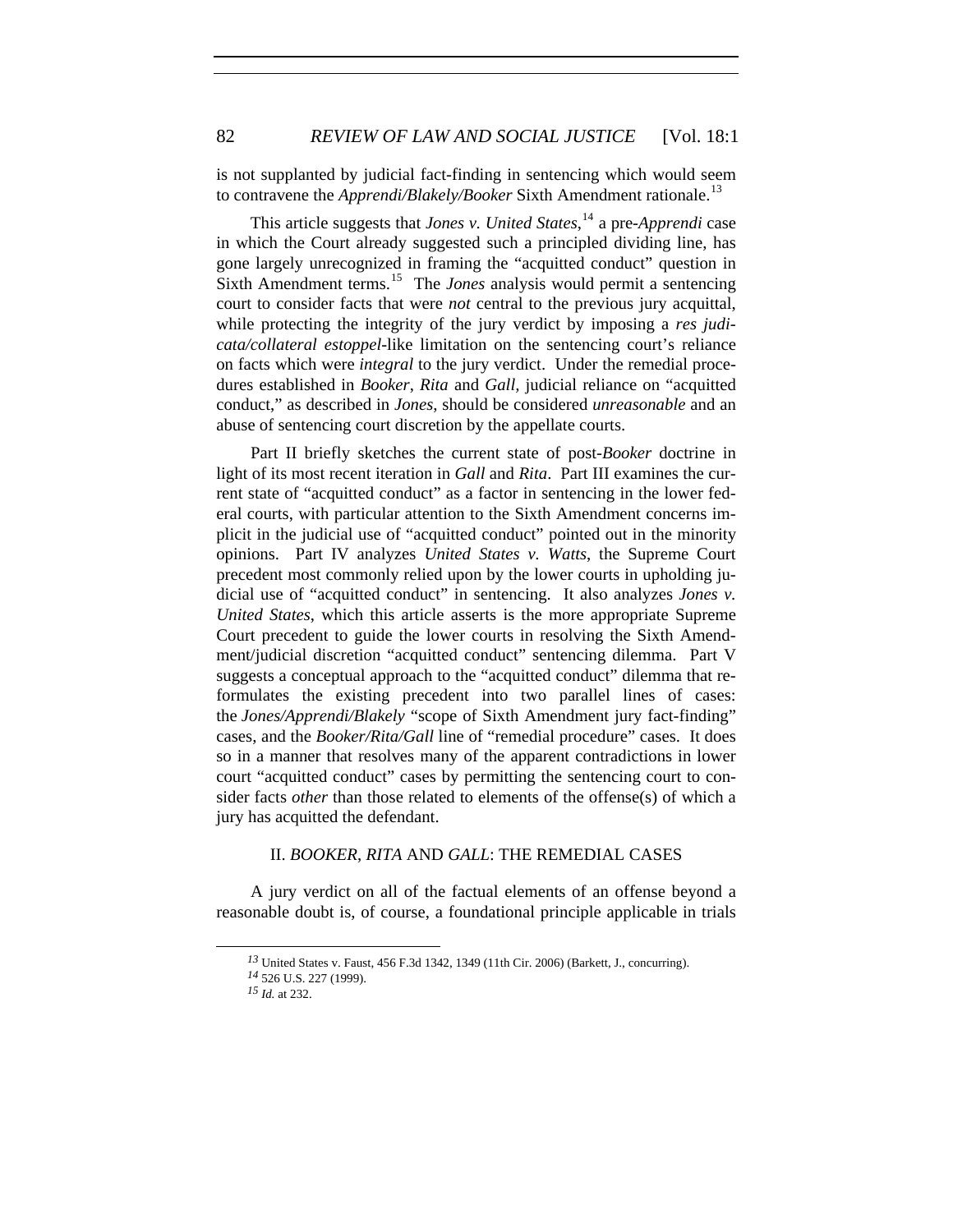is not supplanted by judicial fact-finding in sentencing which would seem to contravene the *Apprendi/Blakely/Booker* Sixth Amendment rationale.[13]

This article suggests that *Jones v. United States*,[14] a pre-*Apprendi* case in which the Court already suggested such a principled dividing line, has gone largely unrecognized in framing the "acquitted conduct" question in Sixth Amendment terms.[15] The *Jones* analysis would permit a sentencing court to consider facts that were *not* central to the previous jury acquittal, while protecting the integrity of the jury verdict by imposing a *res judicata/collateral estoppel*-like limitation on the sentencing court's reliance on facts which were *integral* to the jury verdict. Under the remedial procedures established in *Booker*, *Rita* and *Gall*, judicial reliance on "acquitted conduct," as described in *Jones*, should be considered *unreasonable* and an abuse of sentencing court discretion by the appellate courts.

Part II briefly sketches the current state of post-*Booker* doctrine in light of its most recent iteration in *Gall* and *Rita*. Part III examines the current state of "acquitted conduct" as a factor in sentencing in the lower federal courts, with particular attention to the Sixth Amendment concerns implicit in the judicial use of "acquitted conduct" pointed out in the minority opinions. Part IV analyzes *United States v. Watts*, the Supreme Court precedent most commonly relied upon by the lower courts in upholding judicial use of "acquitted conduct" in sentencing. It also analyzes *Jones v. United States*, which this article asserts is the more appropriate Supreme Court precedent to guide the lower courts in resolving the Sixth Amendment/judicial discretion "acquitted conduct" sentencing dilemma. Part V suggests a conceptual approach to the "acquitted conduct" dilemma that reformulates the existing precedent into two parallel lines of cases: the *Jones/Apprendi/Blakely* "scope of Sixth Amendment jury fact-finding" cases, and the *Booker/Rita/Gall* line of "remedial procedure" cases. It does so in a manner that resolves many of the apparent contradictions in lower court "acquitted conduct" cases by permitting the sentencing court to consider facts *other* than those related to elements of the offense(s) of which a jury has acquitted the defendant.

## II. *BOOKER*, *RITA* AND *GALL*: THE REMEDIAL CASES

A jury verdict on all of the factual elements of an offense beyond a reasonable doubt is, of course, a foundational principle applicable in trials

---

[13] United States v. Faust, 456 F.3d 1342, 1349 (11th Cir. 2006) (Barkett, J., concurring).

[14] 526 U.S. 227 (1999).

[15] *Id.* at 232.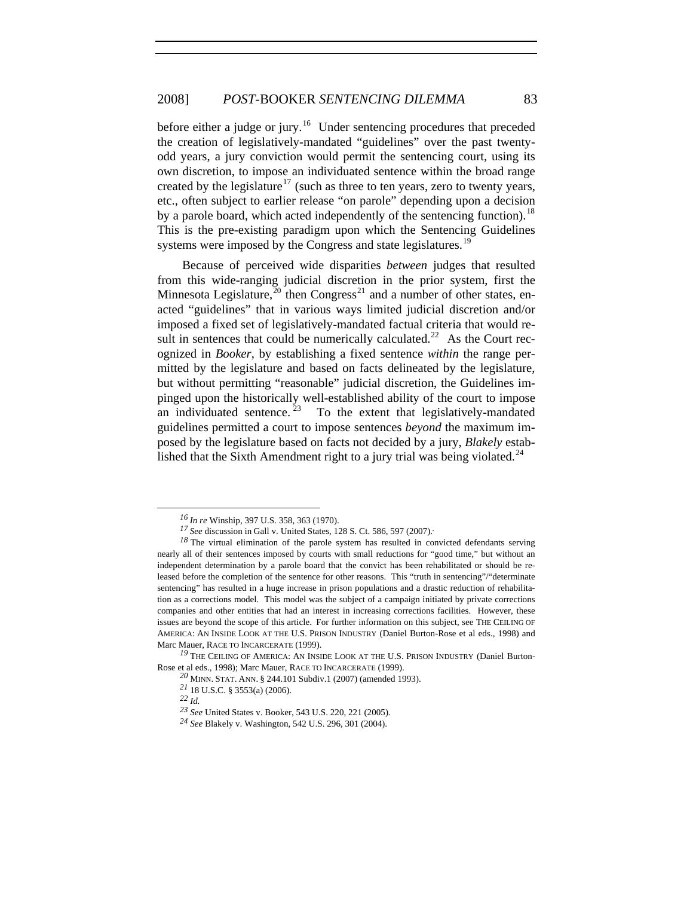before either a judge or jury.[16] Under sentencing procedures that preceded the creation of legislatively-mandated "guidelines" over the past twenty-odd years, a jury conviction would permit the sentencing court, using its own discretion, to impose an individuated sentence within the broad range created by the legislature[17] (such as three to ten years, zero to twenty years, etc., often subject to earlier release "on parole" depending upon a decision by a parole board, which acted independently of the sentencing function).[18] This is the pre-existing paradigm upon which the Sentencing Guidelines systems were imposed by the Congress and state legislatures.[19]

Because of perceived wide disparities *between* judges that resulted from this wide-ranging judicial discretion in the prior system, first the Minnesota Legislature,[20] then Congress[21] and a number of other states, enacted "guidelines" that in various ways limited judicial discretion and/or imposed a fixed set of legislatively-mandated factual criteria that would result in sentences that could be numerically calculated.[22] As the Court recognized in *Booker*, by establishing a fixed sentence *within* the range permitted by the legislature and based on facts delineated by the legislature, but without permitting "reasonable" judicial discretion, the Guidelines impinged upon the historically well-established ability of the court to impose an individuated sentence.[23] To the extent that legislatively-mandated guidelines permitted a court to impose sentences *beyond* the maximum imposed by the legislature based on facts not decided by a jury, *Blakely* established that the Sixth Amendment right to a jury trial was being violated.[24]

---

16 *In re* Winship, 397 U.S. 358, 363 (1970).

17 *See* discussion in Gall v. United States, 128 S. Ct. 586, 597 (2007).

18 The virtual elimination of the parole system has resulted in convicted defendants serving nearly all of their sentences imposed by courts with small reductions for "good time," but without an independent determination by a parole board that the convict has been rehabilitated or should be released before the completion of the sentence for other reasons. This "truth in sentencing"/"determinate sentencing" has resulted in a huge increase in prison populations and a drastic reduction of rehabilitation as a corrections model. This model was the subject of a campaign initiated by private corrections companies and other entities that had an interest in increasing corrections facilities. However, these issues are beyond the scope of this article. For further information on this subject, see THE CEILING OF AMERICA: AN INSIDE LOOK AT THE U.S. PRISON INDUSTRY (Daniel Burton-Rose et al eds., 1998) and Marc Mauer, RACE TO INCARCERATE (1999).

19 THE CEILING OF AMERICA: AN INSIDE LOOK AT THE U.S. PRISON INDUSTRY (Daniel Burton-Rose et al eds., 1998); Marc Mauer, RACE TO INCARCERATE (1999).

20 MINN. STAT. ANN. § 244.101 Subdiv.1 (2007) (amended 1993).

21 18 U.S.C. § 3553(a) (2006).

22 *Id.*

23 *See* United States v. Booker, 543 U.S. 220, 221 (2005).

24 *See* Blakely v. Washington, 542 U.S. 296, 301 (2004).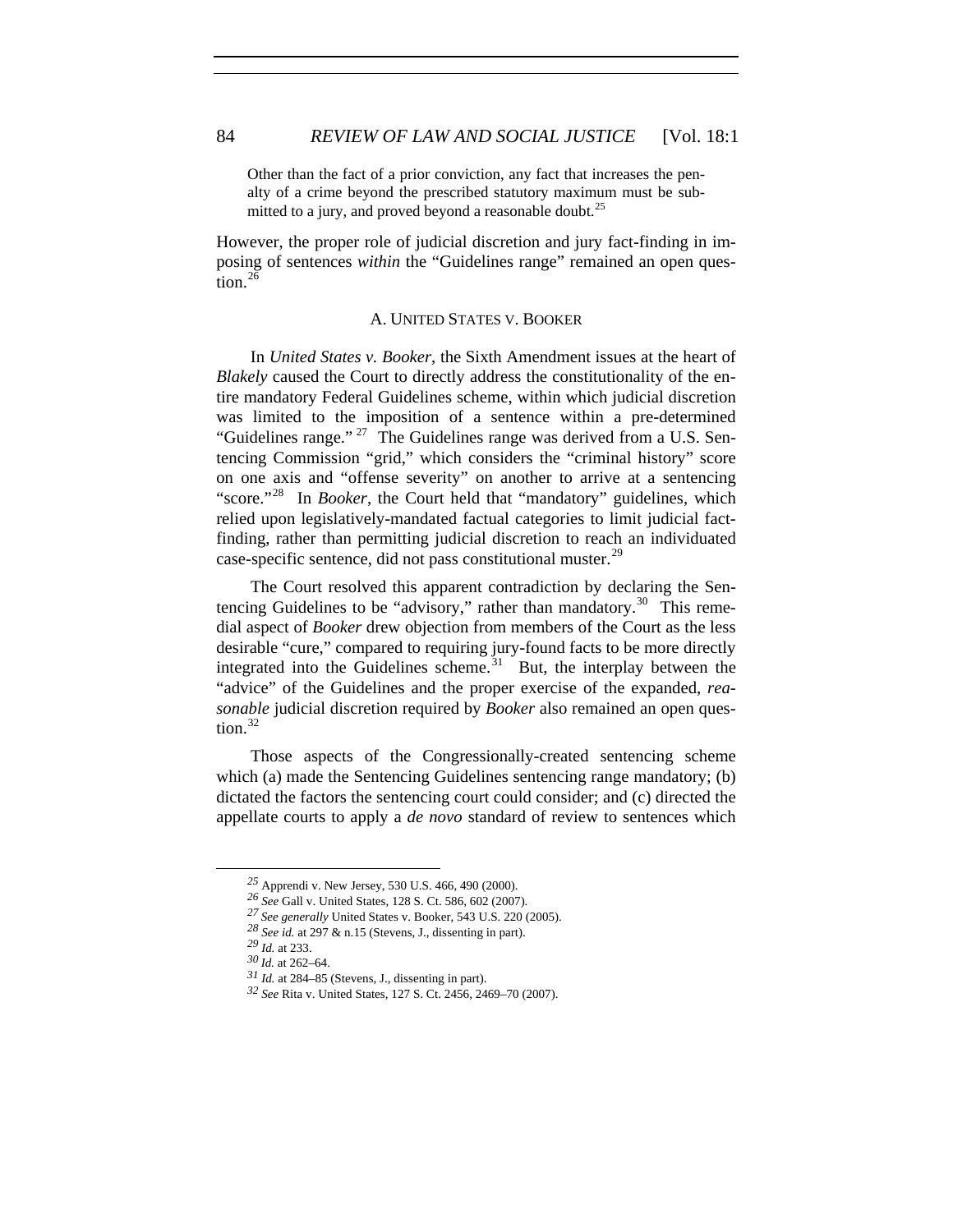> Other than the fact of a prior conviction, any fact that increases the penalty of a crime beyond the prescribed statutory maximum must be submitted to a jury, and proved beyond a reasonable doubt.[25]

However, the proper role of judicial discretion and jury fact-finding in imposing of sentences *within* the "Guidelines range" remained an open question.[26]

### A. UNITED STATES V. BOOKER

In *United States v. Booker*, the Sixth Amendment issues at the heart of *Blakely* caused the Court to directly address the constitutionality of the entire mandatory Federal Guidelines scheme, within which judicial discretion was limited to the imposition of a sentence within a pre-determined "Guidelines range."[27] The Guidelines range was derived from a U.S. Sentencing Commission "grid," which considers the "criminal history" score on one axis and "offense severity" on another to arrive at a sentencing "score."[28] In *Booker*, the Court held that "mandatory" guidelines, which relied upon legislatively-mandated factual categories to limit judicial fact-finding, rather than permitting judicial discretion to reach an individuated case-specific sentence, did not pass constitutional muster.[29]

The Court resolved this apparent contradiction by declaring the Sentencing Guidelines to be "advisory," rather than mandatory.[30] This remedial aspect of *Booker* drew objection from members of the Court as the less desirable "cure," compared to requiring jury-found facts to be more directly integrated into the Guidelines scheme.[31] But, the interplay between the "advice" of the Guidelines and the proper exercise of the expanded, *reasonable* judicial discretion required by *Booker* also remained an open question.[32]

Those aspects of the Congressionally-created sentencing scheme which (a) made the Sentencing Guidelines sentencing range mandatory; (b) dictated the factors the sentencing court could consider; and (c) directed the appellate courts to apply a *de novo* standard of review to sentences which

---

25 Apprendi v. New Jersey, 530 U.S. 466, 490 (2000).

26 *See* Gall v. United States, 128 S. Ct. 586, 602 (2007).

27 *See generally* United States v. Booker, 543 U.S. 220 (2005).

28 *See id.* at 297 & n.15 (Stevens, J., dissenting in part).

29 *Id.* at 233.

30 *Id.* at 262–64.

31 *Id.* at 284–85 (Stevens, J., dissenting in part).

32 *See* Rita v. United States, 127 S. Ct. 2456, 2469–70 (2007).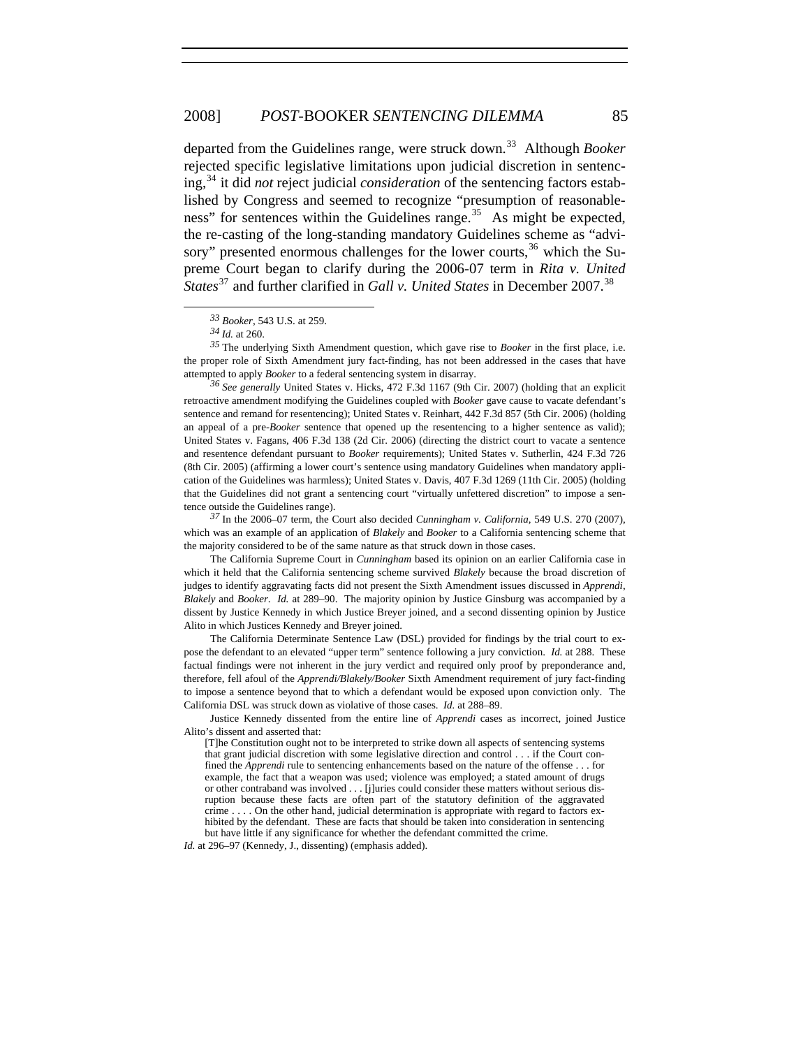departed from the Guidelines range, were struck down.[33] Although *Booker* rejected specific legislative limitations upon judicial discretion in sentencing,[34] it did *not* reject judicial *consideration* of the sentencing factors established by Congress and seemed to recognize "presumption of reasonableness" for sentences within the Guidelines range.[35] As might be expected, the re-casting of the long-standing mandatory Guidelines scheme as "advisory" presented enormous challenges for the lower courts,[36] which the Supreme Court began to clarify during the 2006-07 term in *Rita v. United States*[37] and further clarified in *Gall v. United States* in December 2007.[38]

---

[33] *Booker*, 543 U.S. at 259.

[34] *Id.* at 260.

[35] The underlying Sixth Amendment question, which gave rise to *Booker* in the first place, i.e. the proper role of Sixth Amendment jury fact-finding, has not been addressed in the cases that have attempted to apply *Booker* to a federal sentencing system in disarray.

[36] *See generally* United States v. Hicks, 472 F.3d 1167 (9th Cir. 2007) (holding that an explicit retroactive amendment modifying the Guidelines coupled with *Booker* gave cause to vacate defendant's sentence and remand for resentencing); United States v. Reinhart, 442 F.3d 857 (5th Cir. 2006) (holding an appeal of a pre-*Booker* sentence that opened up the resentencing to a higher sentence as valid); United States v. Fagans, 406 F.3d 138 (2d Cir. 2006) (directing the district court to vacate a sentence and resentence defendant pursuant to *Booker* requirements); United States v. Sutherlin, 424 F.3d 726 (8th Cir. 2005) (affirming a lower court's sentence using mandatory Guidelines when mandatory application of the Guidelines was harmless); United States v. Davis, 407 F.3d 1269 (11th Cir. 2005) (holding that the Guidelines did not grant a sentencing court "virtually unfettered discretion" to impose a sentence outside the Guidelines range).

[37] In the 2006–07 term, the Court also decided *Cunningham v. California*, 549 U.S. 270 (2007), which was an example of an application of *Blakely* and *Booker* to a California sentencing scheme that the majority considered to be of the same nature as that struck down in those cases.

The California Supreme Court in *Cunningham* based its opinion on an earlier California case in which it held that the California sentencing scheme survived *Blakely* because the broad discretion of judges to identify aggravating facts did not present the Sixth Amendment issues discussed in *Apprendi*, *Blakely* and *Booker*. *Id.* at 289–90. The majority opinion by Justice Ginsburg was accompanied by a dissent by Justice Kennedy in which Justice Breyer joined, and a second dissenting opinion by Justice Alito in which Justices Kennedy and Breyer joined.

The California Determinate Sentence Law (DSL) provided for findings by the trial court to expose the defendant to an elevated "upper term" sentence following a jury conviction. *Id.* at 288. These factual findings were not inherent in the jury verdict and required only proof by preponderance and, therefore, fell afoul of the *Apprendi/Blakely/Booker* Sixth Amendment requirement of jury fact-finding to impose a sentence beyond that to which a defendant would be exposed upon conviction only. The California DSL was struck down as violative of those cases. *Id.* at 288–89.

Justice Kennedy dissented from the entire line of *Apprendi* cases as incorrect, joined Justice Alito's dissent and asserted that:

> [T]he Constitution ought not to be interpreted to strike down all aspects of sentencing systems that grant judicial discretion with some legislative direction and control . . . if the Court confined the *Apprendi* rule to sentencing enhancements based on the nature of the offense . . . for example, the fact that a weapon was used; violence was employed; a stated amount of drugs or other contraband was involved . . . [j]uries could consider these matters without serious disruption because these facts are often part of the statutory definition of the aggravated crime . . . . On the other hand, judicial determination is appropriate with regard to factors exhibited by the defendant. These are facts that should be taken into consideration in sentencing but have little if any significance for whether the defendant committed the crime.

*Id.* at 296–97 (Kennedy, J., dissenting) (emphasis added).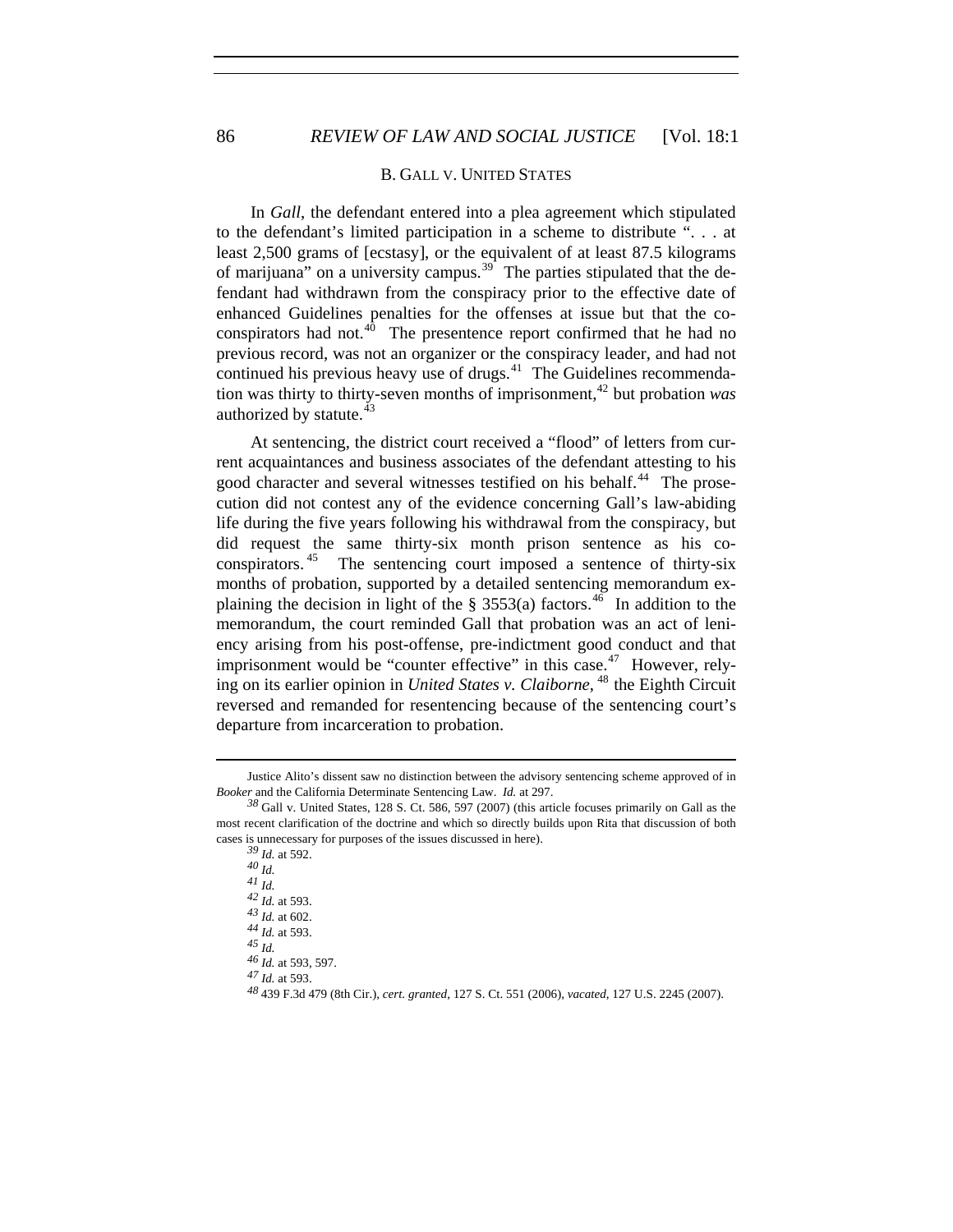### B. GALL V. UNITED STATES

In *Gall*, the defendant entered into a plea agreement which stipulated to the defendant's limited participation in a scheme to distribute ". . . at least 2,500 grams of [ecstasy], or the equivalent of at least 87.5 kilograms of marijuana" on a university campus.[39] The parties stipulated that the defendant had withdrawn from the conspiracy prior to the effective date of enhanced Guidelines penalties for the offenses at issue but that the co-conspirators had not.[40] The presentence report confirmed that he had no previous record, was not an organizer or the conspiracy leader, and had not continued his previous heavy use of drugs.[41] The Guidelines recommendation was thirty to thirty-seven months of imprisonment,[42] but probation *was* authorized by statute.[43]

At sentencing, the district court received a "flood" of letters from current acquaintances and business associates of the defendant attesting to his good character and several witnesses testified on his behalf.[44] The prosecution did not contest any of the evidence concerning Gall's law-abiding life during the five years following his withdrawal from the conspiracy, but did request the same thirty-six month prison sentence as his co-conspirators.[45] The sentencing court imposed a sentence of thirty-six months of probation, supported by a detailed sentencing memorandum explaining the decision in light of the § 3553(a) factors.[46] In addition to the memorandum, the court reminded Gall that probation was an act of leniency arising from his post-offense, pre-indictment good conduct and that imprisonment would be "counter effective" in this case.[47] However, relying on its earlier opinion in *United States v. Claiborne*,[48] the Eighth Circuit reversed and remanded for resentencing because of the sentencing court's departure from incarceration to probation.

---

Justice Alito's dissent saw no distinction between the advisory sentencing scheme approved of in *Booker* and the California Determinate Sentencing Law. *Id.* at 297.

[38] Gall v. United States, 128 S. Ct. 586, 597 (2007) (this article focuses primarily on Gall as the most recent clarification of the doctrine and which so directly builds upon Rita that discussion of both cases is unnecessary for purposes of the issues discussed in here).

[39] *Id.* at 592.

[40] *Id.*

[41] *Id.*

[42] *Id.* at 593.

[43] *Id.* at 602.

[44] *Id.* at 593.

[45] *Id.*

[46] *Id.* at 593, 597.

[47] *Id.* at 593.

[48] 439 F.3d 479 (8th Cir.), *cert. granted*, 127 S. Ct. 551 (2006), *vacated*, 127 U.S. 2245 (2007).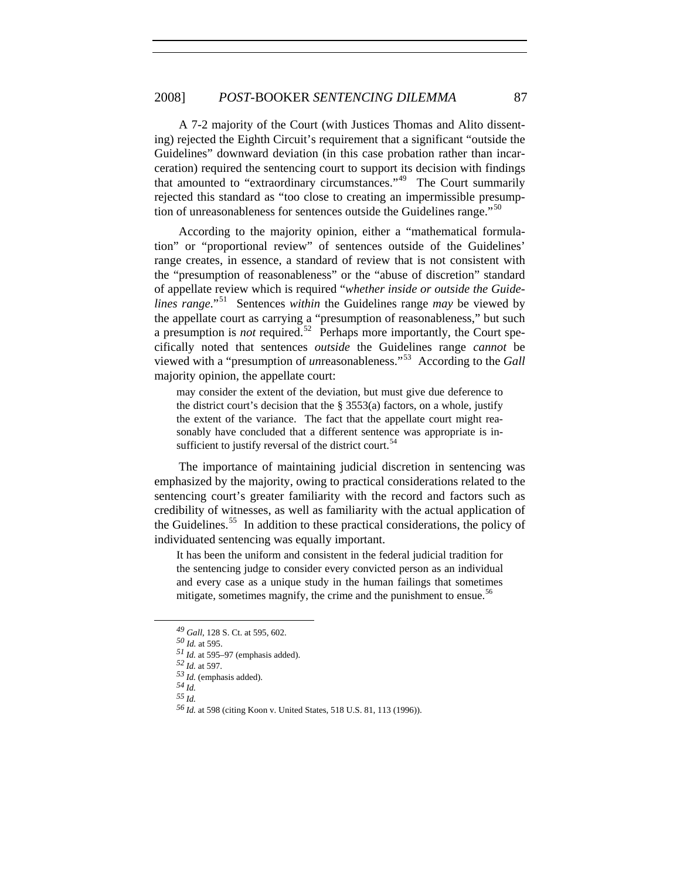A 7-2 majority of the Court (with Justices Thomas and Alito dissenting) rejected the Eighth Circuit's requirement that a significant "outside the Guidelines" downward deviation (in this case probation rather than incarceration) required the sentencing court to support its decision with findings that amounted to "extraordinary circumstances."[49] The Court summarily rejected this standard as "too close to creating an impermissible presumption of unreasonableness for sentences outside the Guidelines range."[50]

According to the majority opinion, either a "mathematical formulation" or "proportional review" of sentences outside of the Guidelines' range creates, in essence, a standard of review that is not consistent with the "presumption of reasonableness" or the "abuse of discretion" standard of appellate review which is required "*whether inside or outside the Guidelines range*."[51] Sentences *within* the Guidelines range *may* be viewed by the appellate court as carrying a "presumption of reasonableness," but such a presumption is *not* required.[52] Perhaps more importantly, the Court specifically noted that sentences *outside* the Guidelines range *cannot* be viewed with a "presumption of *un*reasonableness."[53] According to the *Gall* majority opinion, the appellate court:

> may consider the extent of the deviation, but must give due deference to the district court's decision that the § 3553(a) factors, on a whole, justify the extent of the variance. The fact that the appellate court might reasonably have concluded that a different sentence was appropriate is insufficient to justify reversal of the district court.[54]

The importance of maintaining judicial discretion in sentencing was emphasized by the majority, owing to practical considerations related to the sentencing court's greater familiarity with the record and factors such as credibility of witnesses, as well as familiarity with the actual application of the Guidelines.[55] In addition to these practical considerations, the policy of individuated sentencing was equally important.

> It has been the uniform and consistent in the federal judicial tradition for the sentencing judge to consider every convicted person as an individual and every case as a unique study in the human failings that sometimes mitigate, sometimes magnify, the crime and the punishment to ensue.[56]

---

[49] *Gall*, 128 S. Ct. at 595, 602.

[50] *Id.* at 595.

[51] *Id.* at 595–97 (emphasis added).

[52] *Id.* at 597.

[53] *Id.* (emphasis added).

[54] *Id.*

[55] *Id.*

[56] *Id.* at 598 (citing Koon v. United States, 518 U.S. 81, 113 (1996)).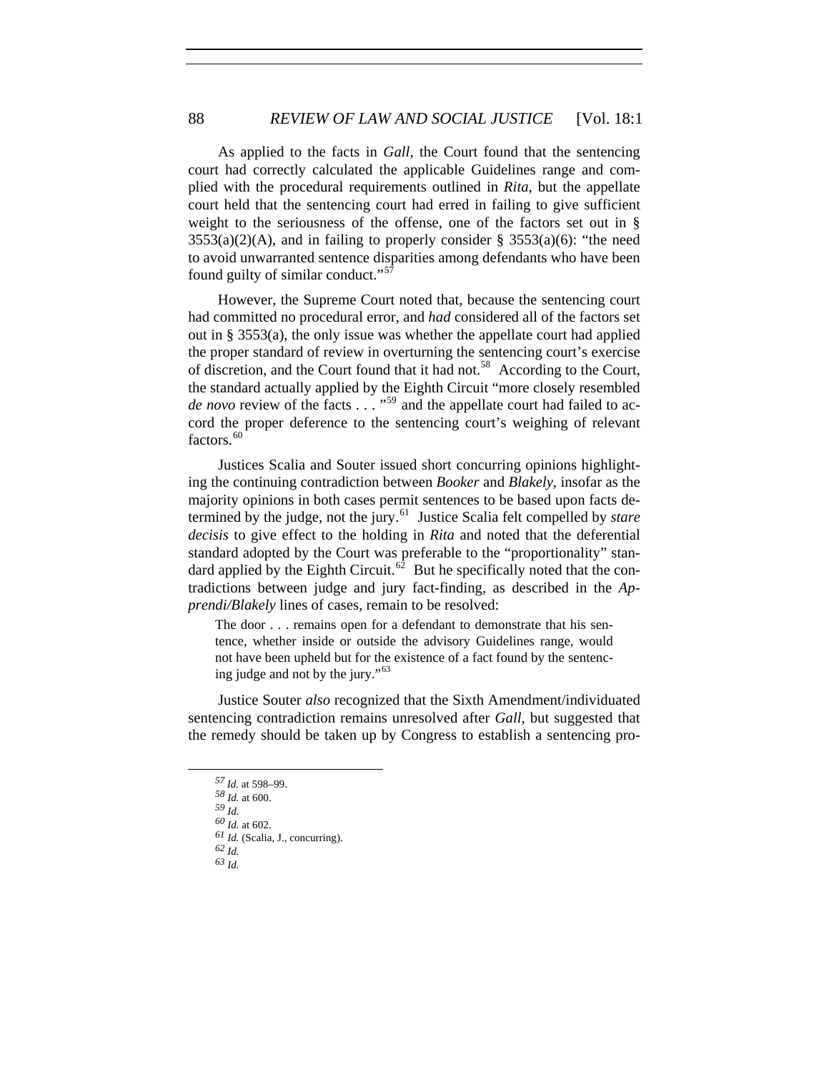As applied to the facts in *Gall*, the Court found that the sentencing court had correctly calculated the applicable Guidelines range and complied with the procedural requirements outlined in *Rita*, but the appellate court held that the sentencing court had erred in failing to give sufficient weight to the seriousness of the offense, one of the factors set out in § 3553(a)(2)(A), and in failing to properly consider § 3553(a)(6): "the need to avoid unwarranted sentence disparities among defendants who have been found guilty of similar conduct."[57]

However, the Supreme Court noted that, because the sentencing court had committed no procedural error, and *had* considered all of the factors set out in § 3553(a), the only issue was whether the appellate court had applied the proper standard of review in overturning the sentencing court's exercise of discretion, and the Court found that it had not.[58] According to the Court, the standard actually applied by the Eighth Circuit "more closely resembled *de novo* review of the facts . . . "[59] and the appellate court had failed to accord the proper deference to the sentencing court's weighing of relevant factors.[60]

Justices Scalia and Souter issued short concurring opinions highlighting the continuing contradiction between *Booker* and *Blakely*, insofar as the majority opinions in both cases permit sentences to be based upon facts determined by the judge, not the jury.[61] Justice Scalia felt compelled by *stare decisis* to give effect to the holding in *Rita* and noted that the deferential standard adopted by the Court was preferable to the "proportionality" standard applied by the Eighth Circuit.[62] But he specifically noted that the contradictions between judge and jury fact-finding, as described in the *Apprendi/Blakely* lines of cases, remain to be resolved:

> The door . . . remains open for a defendant to demonstrate that his sentence, whether inside or outside the advisory Guidelines range, would not have been upheld but for the existence of a fact found by the sentencing judge and not by the jury."[63]

Justice Souter *also* recognized that the Sixth Amendment/individuated sentencing contradiction remains unresolved after *Gall*, but suggested that the remedy should be taken up by Congress to establish a sentencing pro-

---

[57] *Id.* at 598–99.
[58] *Id.* at 600.
[59] *Id.*
[60] *Id.* at 602.
[61] *Id.* (Scalia, J., concurring).
[62] *Id.*
[63] *Id.*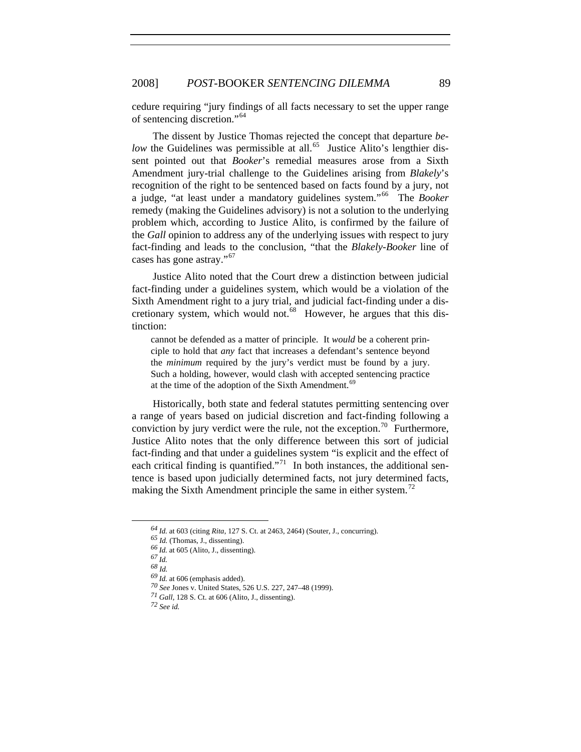cedure requiring "jury findings of all facts necessary to set the upper range of sentencing discretion."[64]

The dissent by Justice Thomas rejected the concept that departure *below* the Guidelines was permissible at all.[65] Justice Alito's lengthier dissent pointed out that *Booker*'s remedial measures arose from a Sixth Amendment jury-trial challenge to the Guidelines arising from *Blakely*'s recognition of the right to be sentenced based on facts found by a jury, not a judge, "at least under a mandatory guidelines system."[66] The *Booker* remedy (making the Guidelines advisory) is not a solution to the underlying problem which, according to Justice Alito, is confirmed by the failure of the *Gall* opinion to address any of the underlying issues with respect to jury fact-finding and leads to the conclusion, "that the *Blakely-Booker* line of cases has gone astray."[67]

Justice Alito noted that the Court drew a distinction between judicial fact-finding under a guidelines system, which would be a violation of the Sixth Amendment right to a jury trial, and judicial fact-finding under a discretionary system, which would not.[68] However, he argues that this distinction:

> cannot be defended as a matter of principle. It *would* be a coherent principle to hold that *any* fact that increases a defendant's sentence beyond the *minimum* required by the jury's verdict must be found by a jury. Such a holding, however, would clash with accepted sentencing practice at the time of the adoption of the Sixth Amendment.[69]

Historically, both state and federal statutes permitting sentencing over a range of years based on judicial discretion and fact-finding following a conviction by jury verdict were the rule, not the exception.[70] Furthermore, Justice Alito notes that the only difference between this sort of judicial fact-finding and that under a guidelines system "is explicit and the effect of each critical finding is quantified."[71] In both instances, the additional sentence is based upon judicially determined facts, not jury determined facts, making the Sixth Amendment principle the same in either system.[72]

---

[64] *Id.* at 603 (citing *Rita*, 127 S. Ct. at 2463, 2464) (Souter, J., concurring).
[65] *Id.* (Thomas, J., dissenting).
[66] *Id.* at 605 (Alito, J., dissenting).
[67] *Id.*
[68] *Id.*
[69] *Id.* at 606 (emphasis added).
[70] *See* Jones v. United States, 526 U.S. 227, 247–48 (1999).
[71] *Gall*, 128 S. Ct. at 606 (Alito, J., dissenting).
[72] *See id.*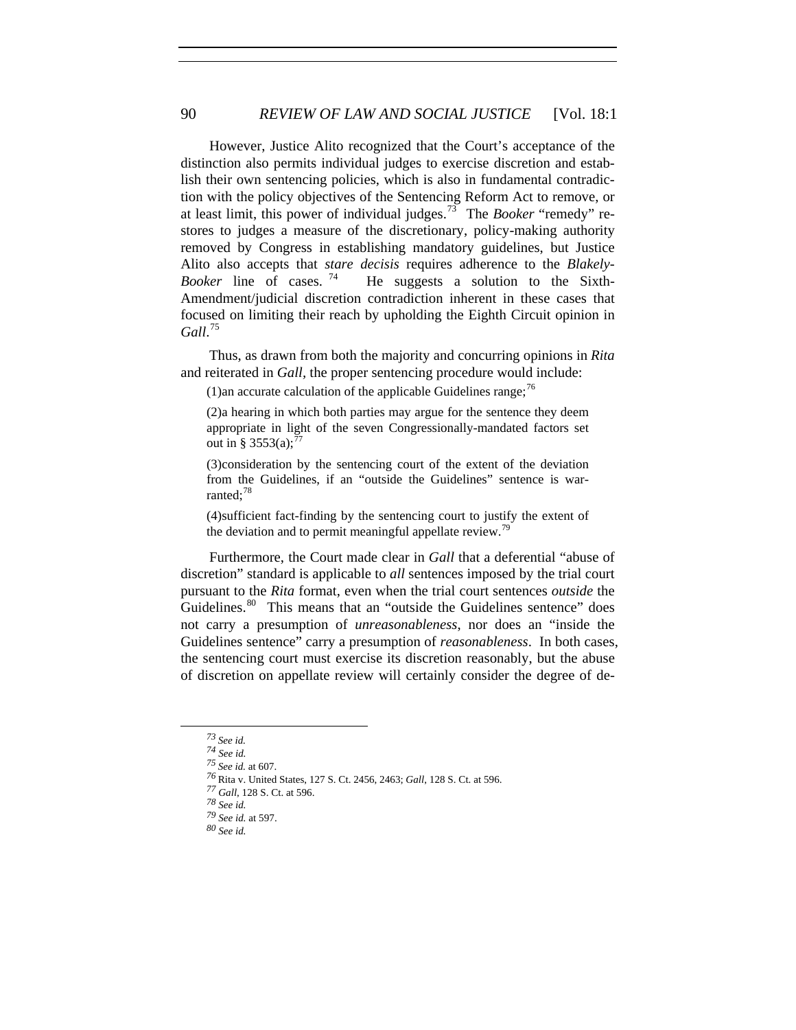However, Justice Alito recognized that the Court's acceptance of the distinction also permits individual judges to exercise discretion and establish their own sentencing policies, which is also in fundamental contradiction with the policy objectives of the Sentencing Reform Act to remove, or at least limit, this power of individual judges.[73] The *Booker* "remedy" restores to judges a measure of the discretionary, policy-making authority removed by Congress in establishing mandatory guidelines, but Justice Alito also accepts that *stare decisis* requires adherence to the *Blakely-Booker* line of cases.[74] He suggests a solution to the Sixth-Amendment/judicial discretion contradiction inherent in these cases that focused on limiting their reach by upholding the Eighth Circuit opinion in *Gall*.[75]

Thus, as drawn from both the majority and concurring opinions in *Rita* and reiterated in *Gall*, the proper sentencing procedure would include:

> (1)an accurate calculation of the applicable Guidelines range;[76]
>
> (2)a hearing in which both parties may argue for the sentence they deem appropriate in light of the seven Congressionally-mandated factors set out in § 3553(a);[77]
>
> (3)consideration by the sentencing court of the extent of the deviation from the Guidelines, if an "outside the Guidelines" sentence is warranted;[78]
>
> (4)sufficient fact-finding by the sentencing court to justify the extent of the deviation and to permit meaningful appellate review.[79]

Furthermore, the Court made clear in *Gall* that a deferential "abuse of discretion" standard is applicable to *all* sentences imposed by the trial court pursuant to the *Rita* format, even when the trial court sentences *outside* the Guidelines.[80] This means that an "outside the Guidelines sentence" does not carry a presumption of *unreasonableness*, nor does an "inside the Guidelines sentence" carry a presumption of *reasonableness*. In both cases, the sentencing court must exercise its discretion reasonably, but the abuse of discretion on appellate review will certainly consider the degree of de-

---

[73] *See id.*
[74] *See id.*
[75] *See id.* at 607.
[76] Rita v. United States, 127 S. Ct. 2456, 2463; *Gall*, 128 S. Ct. at 596.
[77] *Gall*, 128 S. Ct. at 596.
[78] *See id.*
[79] *See id.* at 597.
[80] *See id.*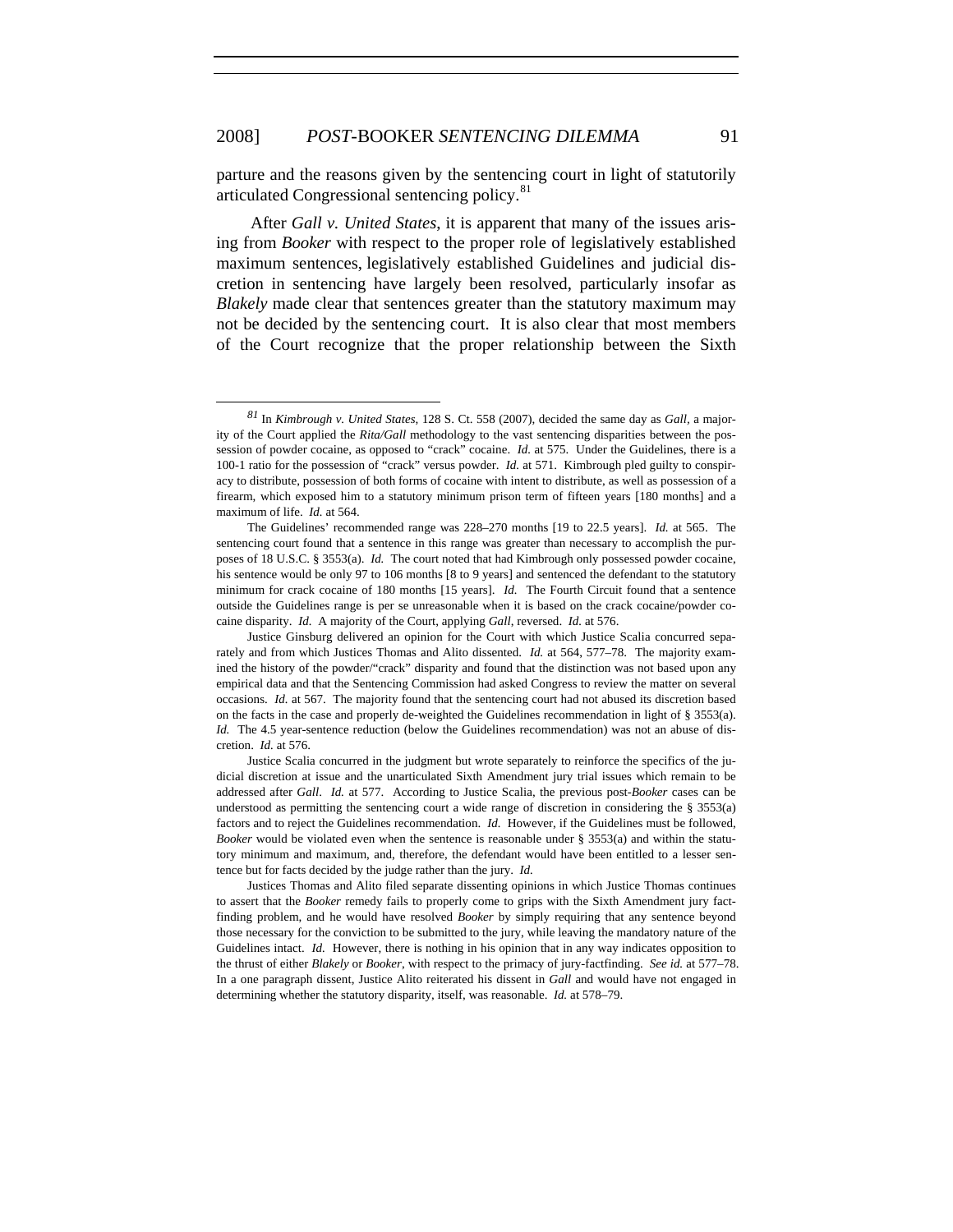parture and the reasons given by the sentencing court in light of statutorily articulated Congressional sentencing policy.[81]

After *Gall v. United States*, it is apparent that many of the issues arising from *Booker* with respect to the proper role of legislatively established maximum sentences, legislatively established Guidelines and judicial discretion in sentencing have largely been resolved, particularly insofar as *Blakely* made clear that sentences greater than the statutory maximum may not be decided by the sentencing court. It is also clear that most members of the Court recognize that the proper relationship between the Sixth

---

[81] In *Kimbrough v. United States*, 128 S. Ct. 558 (2007), decided the same day as *Gall*, a majority of the Court applied the *Rita/Gall* methodology to the vast sentencing disparities between the possession of powder cocaine, as opposed to "crack" cocaine. *Id.* at 575. Under the Guidelines, there is a 100-1 ratio for the possession of "crack" versus powder. *Id.* at 571. Kimbrough pled guilty to conspiracy to distribute, possession of both forms of cocaine with intent to distribute, as well as possession of a firearm, which exposed him to a statutory minimum prison term of fifteen years [180 months] and a maximum of life. *Id.* at 564.

The Guidelines' recommended range was 228–270 months [19 to 22.5 years]. *Id.* at 565. The sentencing court found that a sentence in this range was greater than necessary to accomplish the purposes of 18 U.S.C. § 3553(a). *Id.* The court noted that had Kimbrough only possessed powder cocaine, his sentence would be only 97 to 106 months [8 to 9 years] and sentenced the defendant to the statutory minimum for crack cocaine of 180 months [15 years]. *Id.* The Fourth Circuit found that a sentence outside the Guidelines range is per se unreasonable when it is based on the crack cocaine/powder cocaine disparity. *Id.* A majority of the Court, applying *Gall*, reversed. *Id.* at 576.

Justice Ginsburg delivered an opinion for the Court with which Justice Scalia concurred separately and from which Justices Thomas and Alito dissented. *Id.* at 564, 577–78. The majority examined the history of the powder/"crack" disparity and found that the distinction was not based upon any empirical data and that the Sentencing Commission had asked Congress to review the matter on several occasions. *Id.* at 567. The majority found that the sentencing court had not abused its discretion based on the facts in the case and properly de-weighted the Guidelines recommendation in light of § 3553(a). *Id.* The 4.5 year-sentence reduction (below the Guidelines recommendation) was not an abuse of discretion. *Id.* at 576.

Justice Scalia concurred in the judgment but wrote separately to reinforce the specifics of the judicial discretion at issue and the unarticulated Sixth Amendment jury trial issues which remain to be addressed after *Gall*. *Id.* at 577. According to Justice Scalia, the previous post-*Booker* cases can be understood as permitting the sentencing court a wide range of discretion in considering the § 3553(a) factors and to reject the Guidelines recommendation. *Id.* However, if the Guidelines must be followed, *Booker* would be violated even when the sentence is reasonable under § 3553(a) and within the statutory minimum and maximum, and, therefore, the defendant would have been entitled to a lesser sentence but for facts decided by the judge rather than the jury. *Id.*

Justices Thomas and Alito filed separate dissenting opinions in which Justice Thomas continues to assert that the *Booker* remedy fails to properly come to grips with the Sixth Amendment jury factfinding problem, and he would have resolved *Booker* by simply requiring that any sentence beyond those necessary for the conviction to be submitted to the jury, while leaving the mandatory nature of the Guidelines intact. *Id.* However, there is nothing in his opinion that in any way indicates opposition to the thrust of either *Blakely* or *Booker*, with respect to the primacy of jury-factfinding. *See id.* at 577–78. In a one paragraph dissent, Justice Alito reiterated his dissent in *Gall* and would have not engaged in determining whether the statutory disparity, itself, was reasonable. *Id.* at 578–79.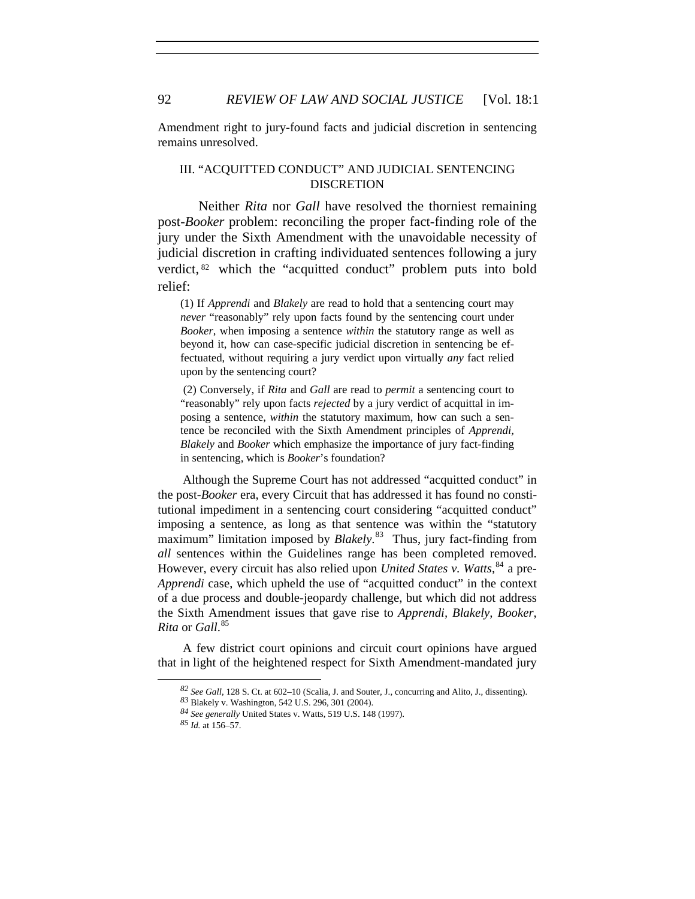Amendment right to jury-found facts and judicial discretion in sentencing remains unresolved.

## III. "ACQUITTED CONDUCT" AND JUDICIAL SENTENCING DISCRETION

Neither *Rita* nor *Gall* have resolved the thorniest remaining post-*Booker* problem: reconciling the proper fact-finding role of the jury under the Sixth Amendment with the unavoidable necessity of judicial discretion in crafting individuated sentences following a jury verdict,[82] which the "acquitted conduct" problem puts into bold relief:

> (1) If *Apprendi* and *Blakely* are read to hold that a sentencing court may *never* "reasonably" rely upon facts found by the sentencing court under *Booker*, when imposing a sentence *within* the statutory range as well as beyond it, how can case-specific judicial discretion in sentencing be effectuated, without requiring a jury verdict upon virtually *any* fact relied upon by the sentencing court?
>
> (2) Conversely, if *Rita* and *Gall* are read to *permit* a sentencing court to "reasonably" rely upon facts *rejected* by a jury verdict of acquittal in imposing a sentence, *within* the statutory maximum, how can such a sentence be reconciled with the Sixth Amendment principles of *Apprendi, Blakely* and *Booker* which emphasize the importance of jury fact-finding in sentencing, which is *Booker*'s foundation?

Although the Supreme Court has not addressed "acquitted conduct" in the post-*Booker* era, every Circuit that has addressed it has found no constitutional impediment in a sentencing court considering "acquitted conduct" imposing a sentence, as long as that sentence was within the "statutory maximum" limitation imposed by *Blakely*.[83] Thus, jury fact-finding from *all* sentences within the Guidelines range has been completed removed. However, every circuit has also relied upon *United States v. Watts*,[84] a pre-*Apprendi* case, which upheld the use of "acquitted conduct" in the context of a due process and double-jeopardy challenge, but which did not address the Sixth Amendment issues that gave rise to *Apprendi*, *Blakely*, *Booker*, *Rita* or *Gall*.[85]

A few district court opinions and circuit court opinions have argued that in light of the heightened respect for Sixth Amendment-mandated jury

---

[82] *See Gall*, 128 S. Ct. at 602–10 (Scalia, J. and Souter, J., concurring and Alito, J., dissenting).

[83] Blakely v. Washington, 542 U.S. 296, 301 (2004).

[84] *See generally* United States v. Watts, 519 U.S. 148 (1997).

[85] *Id.* at 156–57.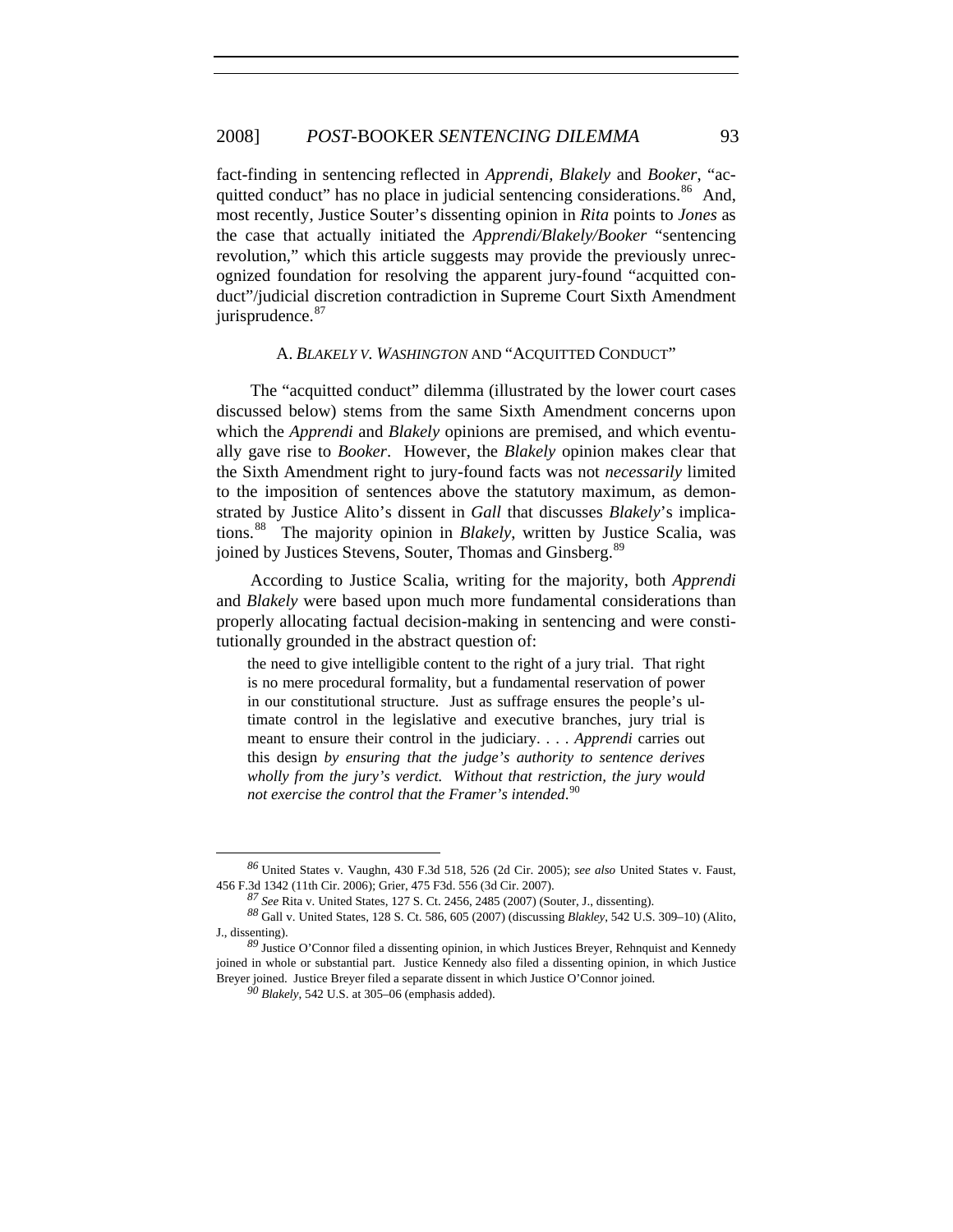fact-finding in sentencing reflected in *Apprendi*, *Blakely* and *Booker*, "acquitted conduct" has no place in judicial sentencing considerations.[86] And, most recently, Justice Souter's dissenting opinion in *Rita* points to *Jones* as the case that actually initiated the *Apprendi/Blakely/Booker* "sentencing revolution," which this article suggests may provide the previously unrecognized foundation for resolving the apparent jury-found "acquitted conduct"/judicial discretion contradiction in Supreme Court Sixth Amendment jurisprudence.[87]

### A. *BLAKELY V. WASHINGTON* AND "ACQUITTED CONDUCT"

The "acquitted conduct" dilemma (illustrated by the lower court cases discussed below) stems from the same Sixth Amendment concerns upon which the *Apprendi* and *Blakely* opinions are premised, and which eventually gave rise to *Booker*. However, the *Blakely* opinion makes clear that the Sixth Amendment right to jury-found facts was not *necessarily* limited to the imposition of sentences above the statutory maximum, as demonstrated by Justice Alito's dissent in *Gall* that discusses *Blakely*'s implications.[88] The majority opinion in *Blakely*, written by Justice Scalia, was joined by Justices Stevens, Souter, Thomas and Ginsberg.[89]

According to Justice Scalia, writing for the majority, both *Apprendi* and *Blakely* were based upon much more fundamental considerations than properly allocating factual decision-making in sentencing and were constitutionally grounded in the abstract question of:

> the need to give intelligible content to the right of a jury trial. That right is no mere procedural formality, but a fundamental reservation of power in our constitutional structure. Just as suffrage ensures the people's ultimate control in the legislative and executive branches, jury trial is meant to ensure their control in the judiciary. . . . *Apprendi* carries out this design *by ensuring that the judge's authority to sentence derives wholly from the jury's verdict. Without that restriction, the jury would not exercise the control that the Framer's intended*.[90]

---

[86] United States v. Vaughn, 430 F.3d 518, 526 (2d Cir. 2005); *see also* United States v. Faust, 456 F.3d 1342 (11th Cir. 2006); Grier, 475 F3d. 556 (3d Cir. 2007).

[87] *See* Rita v. United States, 127 S. Ct. 2456, 2485 (2007) (Souter, J., dissenting).

[88] Gall v. United States, 128 S. Ct. 586, 605 (2007) (discussing *Blakley*, 542 U.S. 309–10) (Alito, J., dissenting).

[89] Justice O'Connor filed a dissenting opinion, in which Justices Breyer, Rehnquist and Kennedy joined in whole or substantial part. Justice Kennedy also filed a dissenting opinion, in which Justice Breyer joined. Justice Breyer filed a separate dissent in which Justice O'Connor joined.

[90] *Blakely*, 542 U.S. at 305–06 (emphasis added).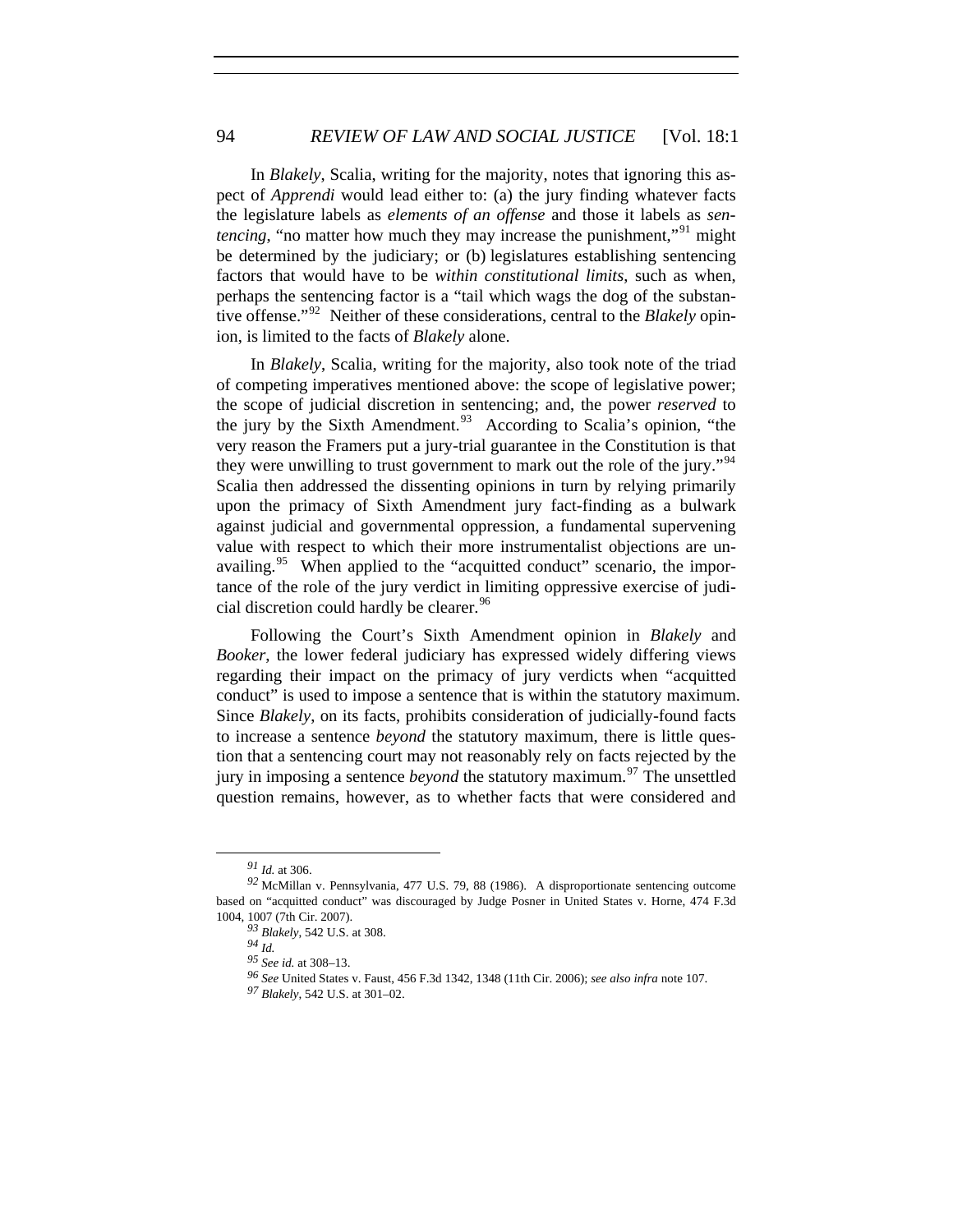In *Blakely*, Scalia, writing for the majority, notes that ignoring this aspect of *Apprendi* would lead either to: (a) the jury finding whatever facts the legislature labels as *elements of an offense* and those it labels as *sentencing*, "no matter how much they may increase the punishment,"[91] might be determined by the judiciary; or (b) legislatures establishing sentencing factors that would have to be *within constitutional limits*, such as when, perhaps the sentencing factor is a "tail which wags the dog of the substantive offense."[92] Neither of these considerations, central to the *Blakely* opinion, is limited to the facts of *Blakely* alone.

In *Blakely*, Scalia, writing for the majority, also took note of the triad of competing imperatives mentioned above: the scope of legislative power; the scope of judicial discretion in sentencing; and, the power *reserved* to the jury by the Sixth Amendment.[93] According to Scalia's opinion, "the very reason the Framers put a jury-trial guarantee in the Constitution is that they were unwilling to trust government to mark out the role of the jury."[94] Scalia then addressed the dissenting opinions in turn by relying primarily upon the primacy of Sixth Amendment jury fact-finding as a bulwark against judicial and governmental oppression, a fundamental supervening value with respect to which their more instrumentalist objections are unavailing.[95] When applied to the "acquitted conduct" scenario, the importance of the role of the jury verdict in limiting oppressive exercise of judicial discretion could hardly be clearer.[96]

Following the Court's Sixth Amendment opinion in *Blakely* and *Booker*, the lower federal judiciary has expressed widely differing views regarding their impact on the primacy of jury verdicts when "acquitted conduct" is used to impose a sentence that is within the statutory maximum. Since *Blakely*, on its facts, prohibits consideration of judicially-found facts to increase a sentence *beyond* the statutory maximum, there is little question that a sentencing court may not reasonably rely on facts rejected by the jury in imposing a sentence *beyond* the statutory maximum.[97] The unsettled question remains, however, as to whether facts that were considered and

---

[91] *Id.* at 306.

[92] McMillan v. Pennsylvania, 477 U.S. 79, 88 (1986). A disproportionate sentencing outcome based on "acquitted conduct" was discouraged by Judge Posner in United States v. Horne, 474 F.3d 1004, 1007 (7th Cir. 2007).

[93] *Blakely*, 542 U.S. at 308.

[94] *Id.*

[95] *See id.* at 308–13.

[96] *See* United States v. Faust, 456 F.3d 1342, 1348 (11th Cir. 2006); *see also infra* note 107.

[97] *Blakely*, 542 U.S. at 301–02.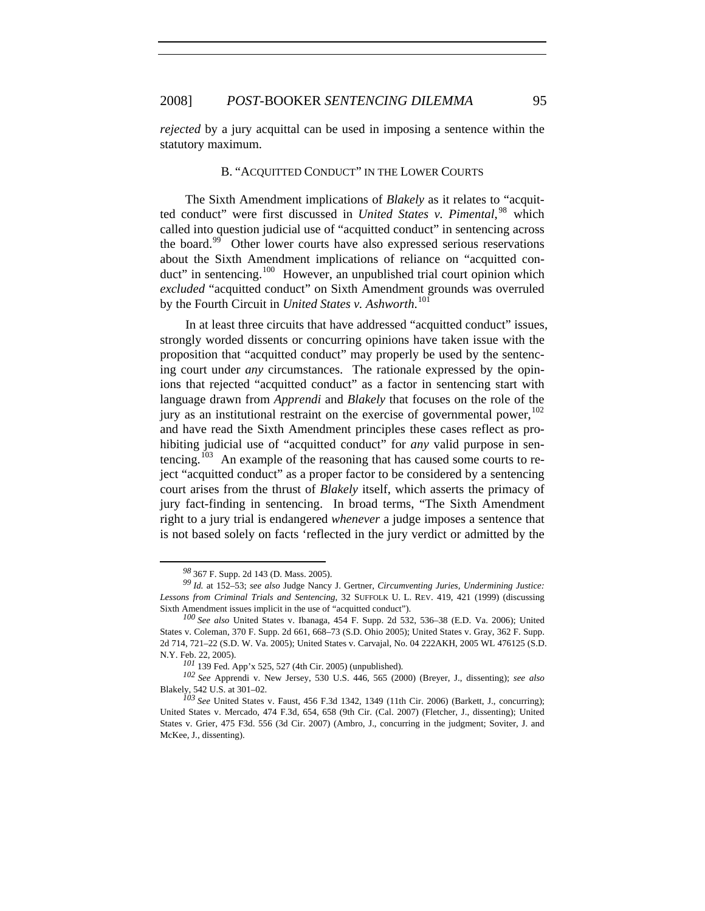*rejected* by a jury acquittal can be used in imposing a sentence within the statutory maximum.

### B. "ACQUITTED CONDUCT" IN THE LOWER COURTS

The Sixth Amendment implications of *Blakely* as it relates to "acquitted conduct" were first discussed in *United States v. Pimental*,[98] which called into question judicial use of "acquitted conduct" in sentencing across the board.[99] Other lower courts have also expressed serious reservations about the Sixth Amendment implications of reliance on "acquitted conduct" in sentencing.[100] However, an unpublished trial court opinion which *excluded* "acquitted conduct" on Sixth Amendment grounds was overruled by the Fourth Circuit in *United States v. Ashworth*.[101]

In at least three circuits that have addressed "acquitted conduct" issues, strongly worded dissents or concurring opinions have taken issue with the proposition that "acquitted conduct" may properly be used by the sentencing court under *any* circumstances. The rationale expressed by the opinions that rejected "acquitted conduct" as a factor in sentencing start with language drawn from *Apprendi* and *Blakely* that focuses on the role of the jury as an institutional restraint on the exercise of governmental power,[102] and have read the Sixth Amendment principles these cases reflect as prohibiting judicial use of "acquitted conduct" for *any* valid purpose in sentencing.[103] An example of the reasoning that has caused some courts to reject "acquitted conduct" as a proper factor to be considered by a sentencing court arises from the thrust of *Blakely* itself, which asserts the primacy of jury fact-finding in sentencing. In broad terms, "The Sixth Amendment right to a jury trial is endangered *whenever* a judge imposes a sentence that is not based solely on facts 'reflected in the jury verdict or admitted by the

---

[98] 367 F. Supp. 2d 143 (D. Mass. 2005).

[99] *Id.* at 152–53; *see also* Judge Nancy J. Gertner, *Circumventing Juries, Undermining Justice: Lessons from Criminal Trials and Sentencing*, 32 SUFFOLK U. L. REV. 419, 421 (1999) (discussing Sixth Amendment issues implicit in the use of "acquitted conduct").

[100] *See also* United States v. Ibanaga, 454 F. Supp. 2d 532, 536–38 (E.D. Va. 2006); United States v. Coleman, 370 F. Supp. 2d 661, 668–73 (S.D. Ohio 2005); United States v. Gray, 362 F. Supp. 2d 714, 721–22 (S.D. W. Va. 2005); United States v. Carvajal, No. 04 222AKH, 2005 WL 476125 (S.D. N.Y. Feb. 22, 2005).

[101] 139 Fed. App'x 525, 527 (4th Cir. 2005) (unpublished).

[102] *See* Apprendi v. New Jersey, 530 U.S. 446, 565 (2000) (Breyer, J., dissenting); *see also* Blakely, 542 U.S. at 301–02.

[103] *See* United States v. Faust, 456 F.3d 1342, 1349 (11th Cir. 2006) (Barkett, J., concurring); United States v. Mercado, 474 F.3d, 654, 658 (9th Cir. (Cal. 2007) (Fletcher, J., dissenting); United States v. Grier, 475 F3d. 556 (3d Cir. 2007) (Ambro, J., concurring in the judgment; Soviter, J. and McKee, J., dissenting).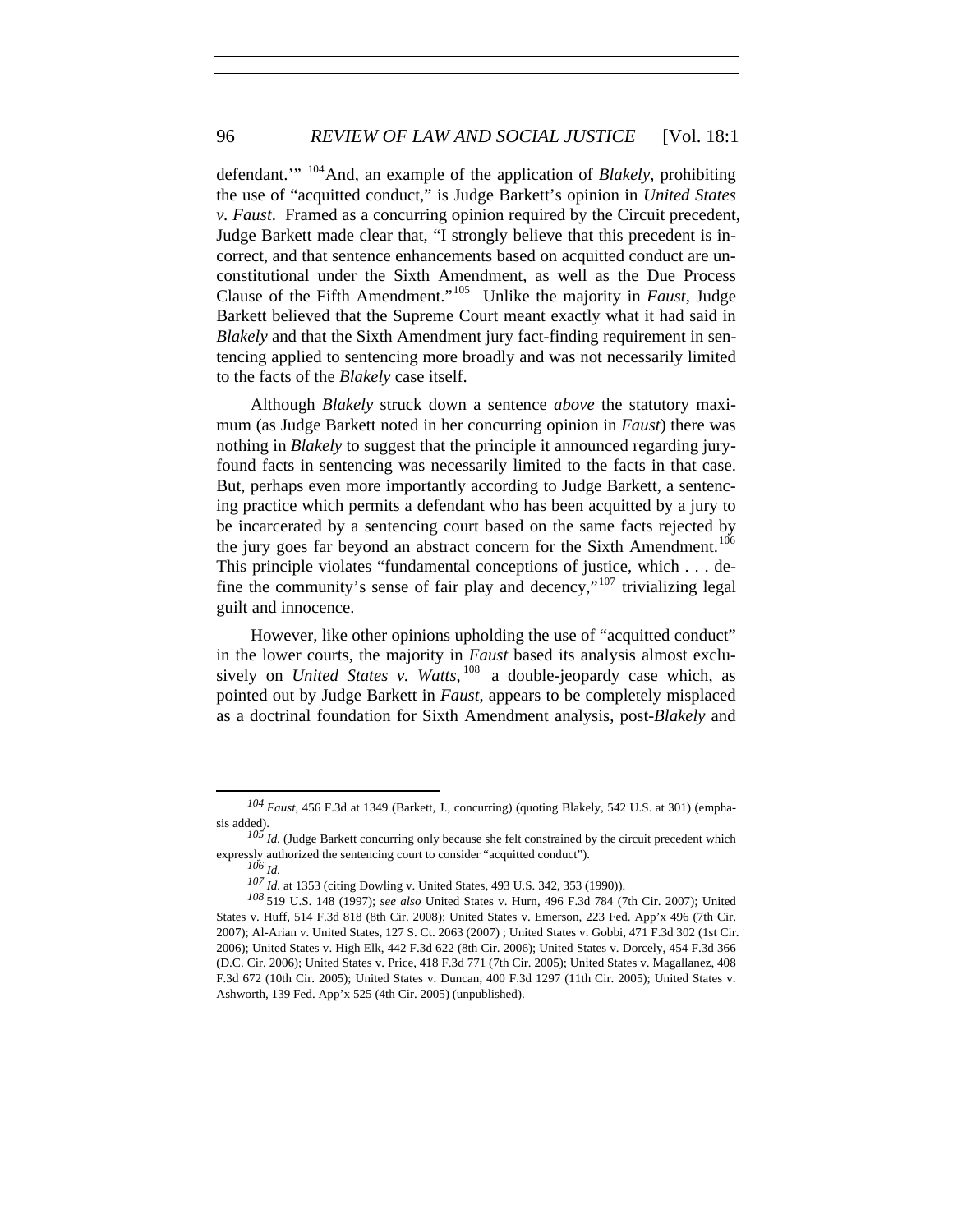defendant.'" [104] And, an example of the application of *Blakely*, prohibiting the use of "acquitted conduct," is Judge Barkett's opinion in *United States v. Faust*. Framed as a concurring opinion required by the Circuit precedent, Judge Barkett made clear that, "I strongly believe that this precedent is incorrect, and that sentence enhancements based on acquitted conduct are unconstitutional under the Sixth Amendment, as well as the Due Process Clause of the Fifth Amendment."[105] Unlike the majority in *Faust*, Judge Barkett believed that the Supreme Court meant exactly what it had said in *Blakely* and that the Sixth Amendment jury fact-finding requirement in sentencing applied to sentencing more broadly and was not necessarily limited to the facts of the *Blakely* case itself.

Although *Blakely* struck down a sentence *above* the statutory maximum (as Judge Barkett noted in her concurring opinion in *Faust*) there was nothing in *Blakely* to suggest that the principle it announced regarding jury-found facts in sentencing was necessarily limited to the facts in that case. But, perhaps even more importantly according to Judge Barkett, a sentencing practice which permits a defendant who has been acquitted by a jury to be incarcerated by a sentencing court based on the same facts rejected by the jury goes far beyond an abstract concern for the Sixth Amendment.[106] This principle violates "fundamental conceptions of justice, which . . . define the community's sense of fair play and decency,"[107] trivializing legal guilt and innocence.

However, like other opinions upholding the use of "acquitted conduct" in the lower courts, the majority in *Faust* based its analysis almost exclusively on *United States v. Watts*,[108] a double-jeopardy case which, as pointed out by Judge Barkett in *Faust*, appears to be completely misplaced as a doctrinal foundation for Sixth Amendment analysis, post-*Blakely* and

---

[104] *Faust*, 456 F.3d at 1349 (Barkett, J., concurring) (quoting Blakely, 542 U.S. at 301) (emphasis added).

[105] *Id.* (Judge Barkett concurring only because she felt constrained by the circuit precedent which expressly authorized the sentencing court to consider "acquitted conduct").

[106] *Id.*

[107] *Id.* at 1353 (citing Dowling v. United States, 493 U.S. 342, 353 (1990)).

[108] 519 U.S. 148 (1997); *see also* United States v. Hurn, 496 F.3d 784 (7th Cir. 2007); United States v. Huff, 514 F.3d 818 (8th Cir. 2008); United States v. Emerson, 223 Fed. App'x 496 (7th Cir. 2007); Al-Arian v. United States, 127 S. Ct. 2063 (2007) ; United States v. Gobbi, 471 F.3d 302 (1st Cir. 2006); United States v. High Elk, 442 F.3d 622 (8th Cir. 2006); United States v. Dorcely, 454 F.3d 366 (D.C. Cir. 2006); United States v. Price, 418 F.3d 771 (7th Cir. 2005); United States v. Magallanez, 408 F.3d 672 (10th Cir. 2005); United States v. Duncan, 400 F.3d 1297 (11th Cir. 2005); United States v. Ashworth, 139 Fed. App'x 525 (4th Cir. 2005) (unpublished).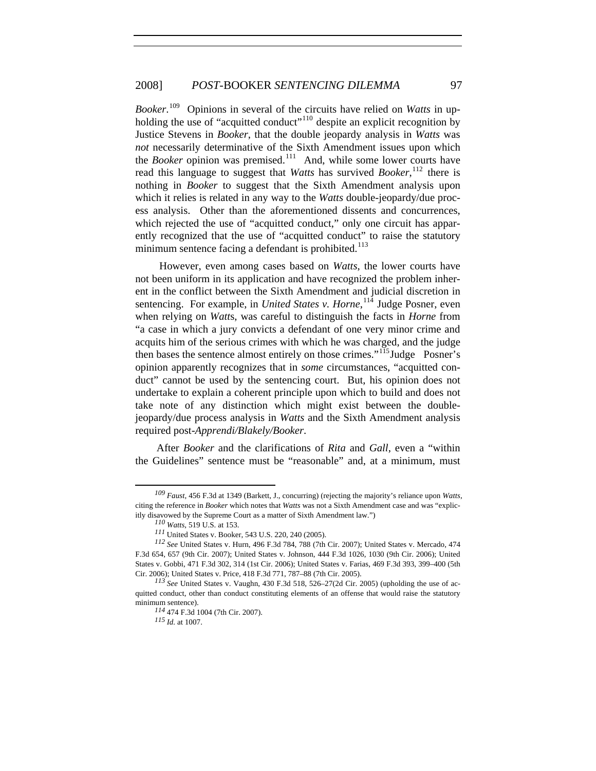*Booker*.[109] Opinions in several of the circuits have relied on *Watts* in upholding the use of "acquitted conduct"[110] despite an explicit recognition by Justice Stevens in *Booker*, that the double jeopardy analysis in *Watts* was *not* necessarily determinative of the Sixth Amendment issues upon which the *Booker* opinion was premised.[111] And, while some lower courts have read this language to suggest that *Watts* has survived *Booker*,[112] there is nothing in *Booker* to suggest that the Sixth Amendment analysis upon which it relies is related in any way to the *Watts* double-jeopardy/due process analysis. Other than the aforementioned dissents and concurrences, which rejected the use of "acquitted conduct," only one circuit has apparently recognized that the use of "acquitted conduct" to raise the statutory minimum sentence facing a defendant is prohibited.[113]

However, even among cases based on *Watts*, the lower courts have not been uniform in its application and have recognized the problem inherent in the conflict between the Sixth Amendment and judicial discretion in sentencing. For example, in *United States v. Horne*,[114] Judge Posner, even when relying on *Watts*, was careful to distinguish the facts in *Horne* from "a case in which a jury convicts a defendant of one very minor crime and acquits him of the serious crimes with which he was charged, and the judge then bases the sentence almost entirely on those crimes."[115] Judge Posner's opinion apparently recognizes that in *some* circumstances, "acquitted conduct" cannot be used by the sentencing court. But, his opinion does not undertake to explain a coherent principle upon which to build and does not take note of any distinction which might exist between the double-jeopardy/due process analysis in *Watts* and the Sixth Amendment analysis required post-*Apprendi/Blakely/Booker*.

After *Booker* and the clarifications of *Rita* and *Gall*, even a "within the Guidelines" sentence must be "reasonable" and, at a minimum, must

---

[109] *Faust*, 456 F.3d at 1349 (Barkett, J., concurring) (rejecting the majority's reliance upon *Watts*, citing the reference in *Booker* which notes that *Watts* was not a Sixth Amendment case and was "explicitly disavowed by the Supreme Court as a matter of Sixth Amendment law.")

[110] *Watts*, 519 U.S. at 153.

[111] United States v. Booker, 543 U.S. 220, 240 (2005).

[112] *See* United States v. Hurn, 496 F.3d 784, 788 (7th Cir. 2007); United States v. Mercado, 474 F.3d 654, 657 (9th Cir. 2007); United States v. Johnson, 444 F.3d 1026, 1030 (9th Cir. 2006); United States v. Gobbi, 471 F.3d 302, 314 (1st Cir. 2006); United States v. Farias, 469 F.3d 393, 399–400 (5th Cir. 2006); United States v. Price, 418 F.3d 771, 787–88 (7th Cir. 2005).

[113] *See* United States v. Vaughn, 430 F.3d 518, 526–27(2d Cir. 2005) (upholding the use of acquitted conduct, other than conduct constituting elements of an offense that would raise the statutory minimum sentence).

[114] 474 F.3d 1004 (7th Cir. 2007).

[115] *Id.* at 1007.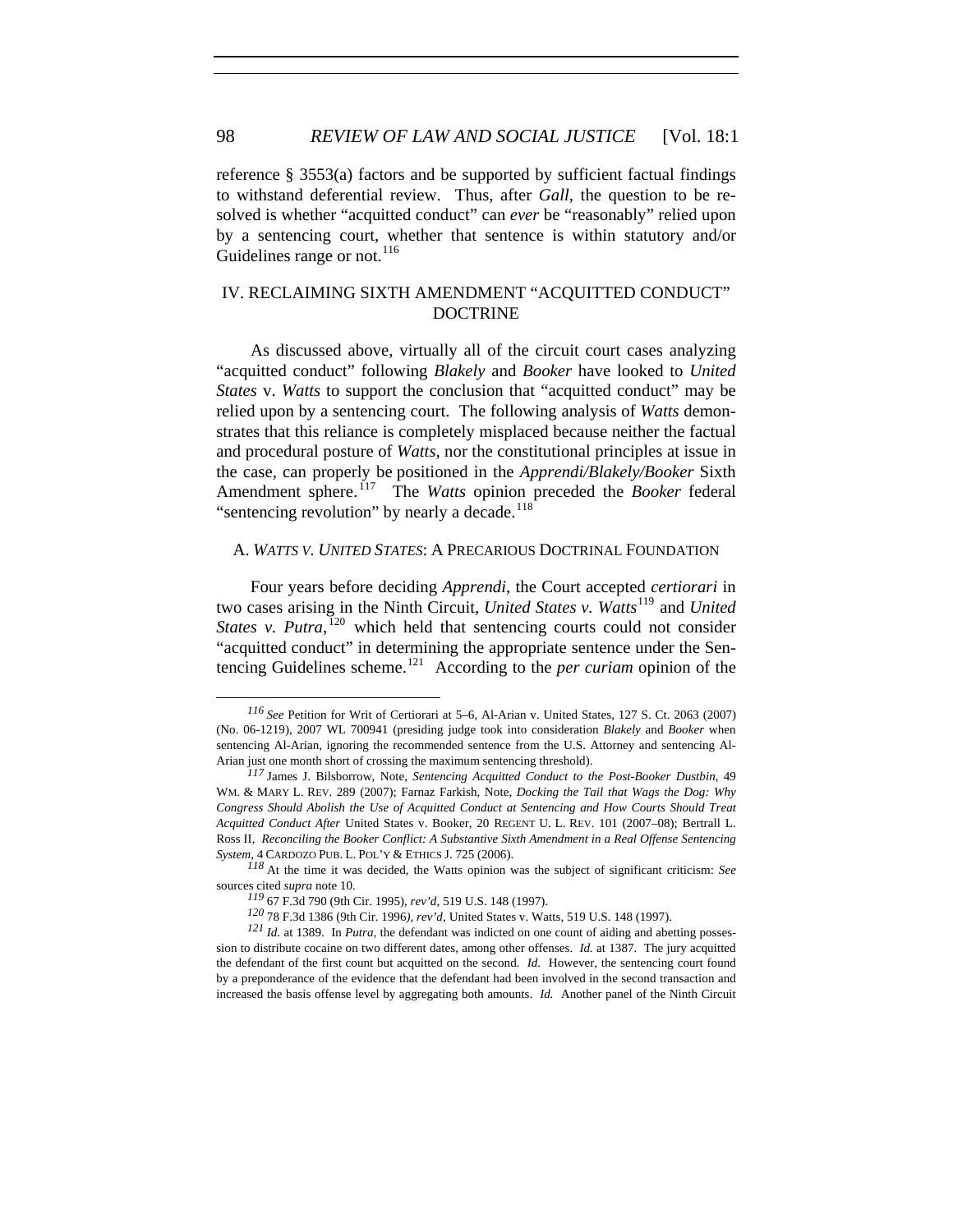reference § 3553(a) factors and be supported by sufficient factual findings to withstand deferential review. Thus, after *Gall*, the question to be resolved is whether "acquitted conduct" can *ever* be "reasonably" relied upon by a sentencing court, whether that sentence is within statutory and/or Guidelines range or not.[116]

## IV. RECLAIMING SIXTH AMENDMENT "ACQUITTED CONDUCT" DOCTRINE

As discussed above, virtually all of the circuit court cases analyzing "acquitted conduct" following *Blakely* and *Booker* have looked to *United States* v. *Watts* to support the conclusion that "acquitted conduct" may be relied upon by a sentencing court. The following analysis of *Watts* demonstrates that this reliance is completely misplaced because neither the factual and procedural posture of *Watts*, nor the constitutional principles at issue in the case, can properly be positioned in the *Apprendi/Blakely/Booker* Sixth Amendment sphere.[117] The *Watts* opinion preceded the *Booker* federal "sentencing revolution" by nearly a decade.[118]

### A. *WATTS V. UNITED STATES*: A PRECARIOUS DOCTRINAL FOUNDATION

Four years before deciding *Apprendi*, the Court accepted *certiorari* in two cases arising in the Ninth Circuit, *United States v. Watts*[119] and *United States v. Putra*,[120] which held that sentencing courts could not consider "acquitted conduct" in determining the appropriate sentence under the Sentencing Guidelines scheme.[121] According to the *per curiam* opinion of the

---

[116] *See* Petition for Writ of Certiorari at 5–6, Al-Arian v. United States, 127 S. Ct. 2063 (2007) (No. 06-1219), 2007 WL 700941 (presiding judge took into consideration *Blakely* and *Booker* when sentencing Al-Arian, ignoring the recommended sentence from the U.S. Attorney and sentencing Al-Arian just one month short of crossing the maximum sentencing threshold).

[117] James J. Bilsborrow, Note, *Sentencing Acquitted Conduct to the Post-Booker Dustbin*, 49 WM. & MARY L. REV. 289 (2007); Farnaz Farkish, Note, *Docking the Tail that Wags the Dog: Why Congress Should Abolish the Use of Acquitted Conduct at Sentencing and How Courts Should Treat Acquitted Conduct After* United States v. Booker, 20 REGENT U. L. REV. 101 (2007–08); Bertrall L. Ross II, *Reconciling the Booker Conflict: A Substantive Sixth Amendment in a Real Offense Sentencing System*, 4 CARDOZO PUB. L. POL'Y & ETHICS J. 725 (2006).

[118] At the time it was decided, the Watts opinion was the subject of significant criticism: *See* sources cited *supra* note 10.

[119] 67 F.3d 790 (9th Cir. 1995), *rev'd*, 519 U.S. 148 (1997).

[120] 78 F.3d 1386 (9th Cir. 1996), *rev'd*, United States v. Watts, 519 U.S. 148 (1997).

[121] *Id.* at 1389. In *Putra*, the defendant was indicted on one count of aiding and abetting possession to distribute cocaine on two different dates, among other offenses. *Id.* at 1387. The jury acquitted the defendant of the first count but acquitted on the second. *Id.* However, the sentencing court found by a preponderance of the evidence that the defendant had been involved in the second transaction and increased the basis offense level by aggregating both amounts. *Id.* Another panel of the Ninth Circuit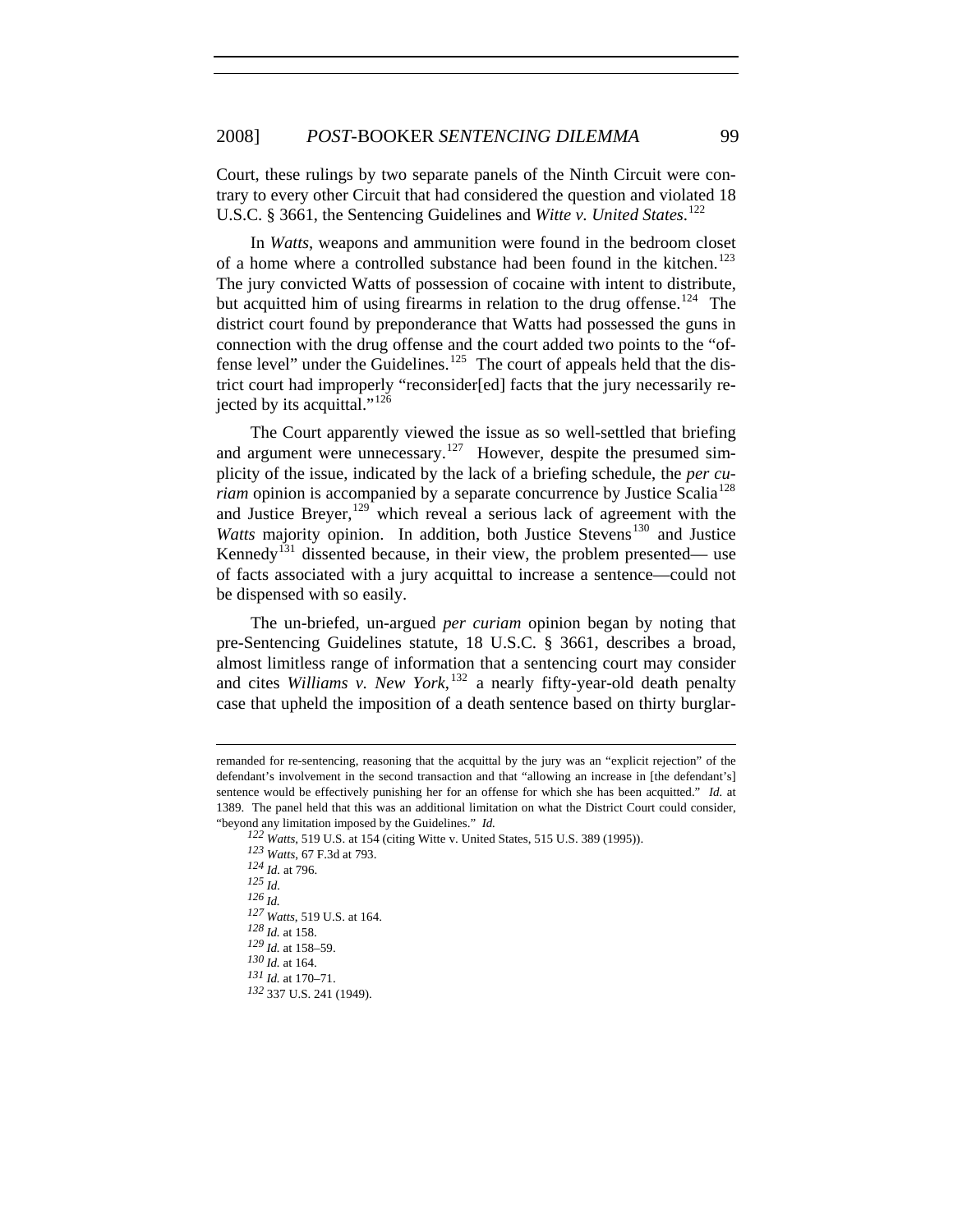Court, these rulings by two separate panels of the Ninth Circuit were contrary to every other Circuit that had considered the question and violated 18 U.S.C. § 3661, the Sentencing Guidelines and *Witte v. United States*.[122]

In *Watts*, weapons and ammunition were found in the bedroom closet of a home where a controlled substance had been found in the kitchen.[123] The jury convicted Watts of possession of cocaine with intent to distribute, but acquitted him of using firearms in relation to the drug offense.[124] The district court found by preponderance that Watts had possessed the guns in connection with the drug offense and the court added two points to the "offense level" under the Guidelines.[125] The court of appeals held that the district court had improperly "reconsider[ed] facts that the jury necessarily rejected by its acquittal."[126]

The Court apparently viewed the issue as so well-settled that briefing and argument were unnecessary.[127] However, despite the presumed simplicity of the issue, indicated by the lack of a briefing schedule, the *per curiam* opinion is accompanied by a separate concurrence by Justice Scalia[128] and Justice Breyer,[129] which reveal a serious lack of agreement with the *Watts* majority opinion. In addition, both Justice Stevens[130] and Justice Kennedy[131] dissented because, in their view, the problem presented— use of facts associated with a jury acquittal to increase a sentence—could not be dispensed with so easily.

The un-briefed, un-argued *per curiam* opinion began by noting that pre-Sentencing Guidelines statute, 18 U.S.C. § 3661, describes a broad, almost limitless range of information that a sentencing court may consider and cites *Williams v. New York*,[132] a nearly fifty-year-old death penalty case that upheld the imposition of a death sentence based on thirty burglar-

---

remanded for re-sentencing, reasoning that the acquittal by the jury was an "explicit rejection" of the defendant's involvement in the second transaction and that "allowing an increase in [the defendant's] sentence would be effectively punishing her for an offense for which she has been acquitted." *Id.* at 1389. The panel held that this was an additional limitation on what the District Court could consider, "beyond any limitation imposed by the Guidelines." *Id.*

[122] *Watts*, 519 U.S. at 154 (citing Witte v. United States, 515 U.S. 389 (1995)).

[123] *Watts*, 67 F.3d at 793.

[124] *Id.* at 796.

[125] *Id.*

[126] *Id.*

[127] *Watts*, 519 U.S. at 164.

[128] *Id.* at 158.

[129] *Id.* at 158–59.

[130] *Id.* at 164.

[131] *Id.* at 170–71.

[132] 337 U.S. 241 (1949).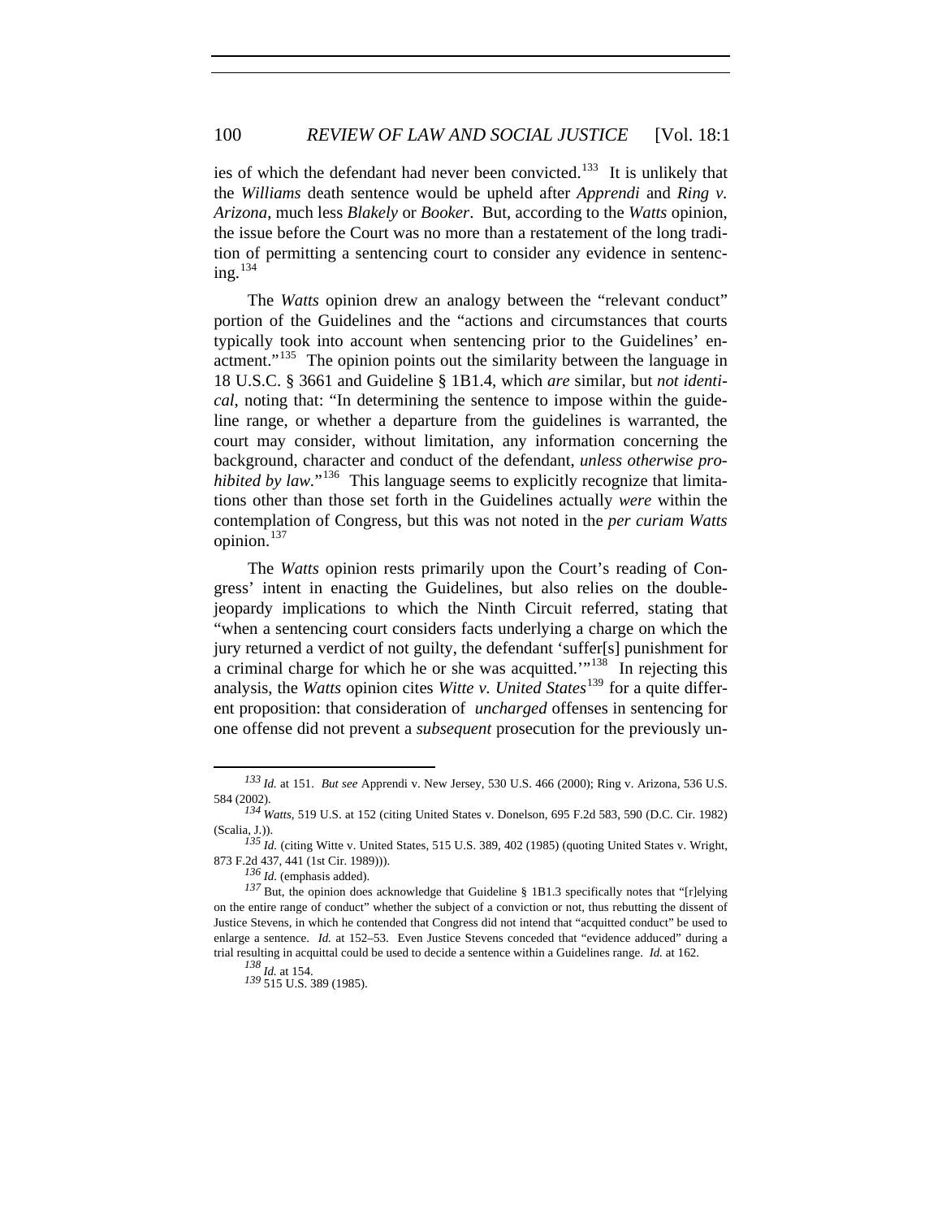ies of which the defendant had never been convicted.[133] It is unlikely that the *Williams* death sentence would be upheld after *Apprendi* and *Ring v. Arizona*, much less *Blakely* or *Booker*. But, according to the *Watts* opinion, the issue before the Court was no more than a restatement of the long tradition of permitting a sentencing court to consider any evidence in sentencing.[134]

The *Watts* opinion drew an analogy between the "relevant conduct" portion of the Guidelines and the "actions and circumstances that courts typically took into account when sentencing prior to the Guidelines' enactment."[135] The opinion points out the similarity between the language in 18 U.S.C. § 3661 and Guideline § 1B1.4, which *are* similar, but *not identical*, noting that: "In determining the sentence to impose within the guideline range, or whether a departure from the guidelines is warranted, the court may consider, without limitation, any information concerning the background, character and conduct of the defendant, *unless otherwise prohibited by law*."[136] This language seems to explicitly recognize that limitations other than those set forth in the Guidelines actually *were* within the contemplation of Congress, but this was not noted in the *per curiam Watts* opinion.[137]

The *Watts* opinion rests primarily upon the Court's reading of Congress' intent in enacting the Guidelines, but also relies on the double-jeopardy implications to which the Ninth Circuit referred, stating that "when a sentencing court considers facts underlying a charge on which the jury returned a verdict of not guilty, the defendant 'suffer[s] punishment for a criminal charge for which he or she was acquitted.'"[138] In rejecting this analysis, the *Watts* opinion cites *Witte v. United States*[139] for a quite different proposition: that consideration of *uncharged* offenses in sentencing for one offense did not prevent a *subsequent* prosecution for the previously un-

---

[133] *Id.* at 151. *But see* Apprendi v. New Jersey, 530 U.S. 466 (2000); Ring v. Arizona, 536 U.S. 584 (2002).

[134] *Watts*, 519 U.S. at 152 (citing United States v. Donelson, 695 F.2d 583, 590 (D.C. Cir. 1982) (Scalia, J.)).

[135] *Id.* (citing Witte v. United States, 515 U.S. 389, 402 (1985) (quoting United States v. Wright, 873 F.2d 437, 441 (1st Cir. 1989))).

[136] *Id.* (emphasis added).

[137] But, the opinion does acknowledge that Guideline § 1B1.3 specifically notes that "[r]elying on the entire range of conduct" whether the subject of a conviction or not, thus rebutting the dissent of Justice Stevens, in which he contended that Congress did not intend that "acquitted conduct" be used to enlarge a sentence. *Id.* at 152–53. Even Justice Stevens conceded that "evidence adduced" during a trial resulting in acquittal could be used to decide a sentence within a Guidelines range. *Id.* at 162.

[138] *Id.* at 154.

[139] 515 U.S. 389 (1985).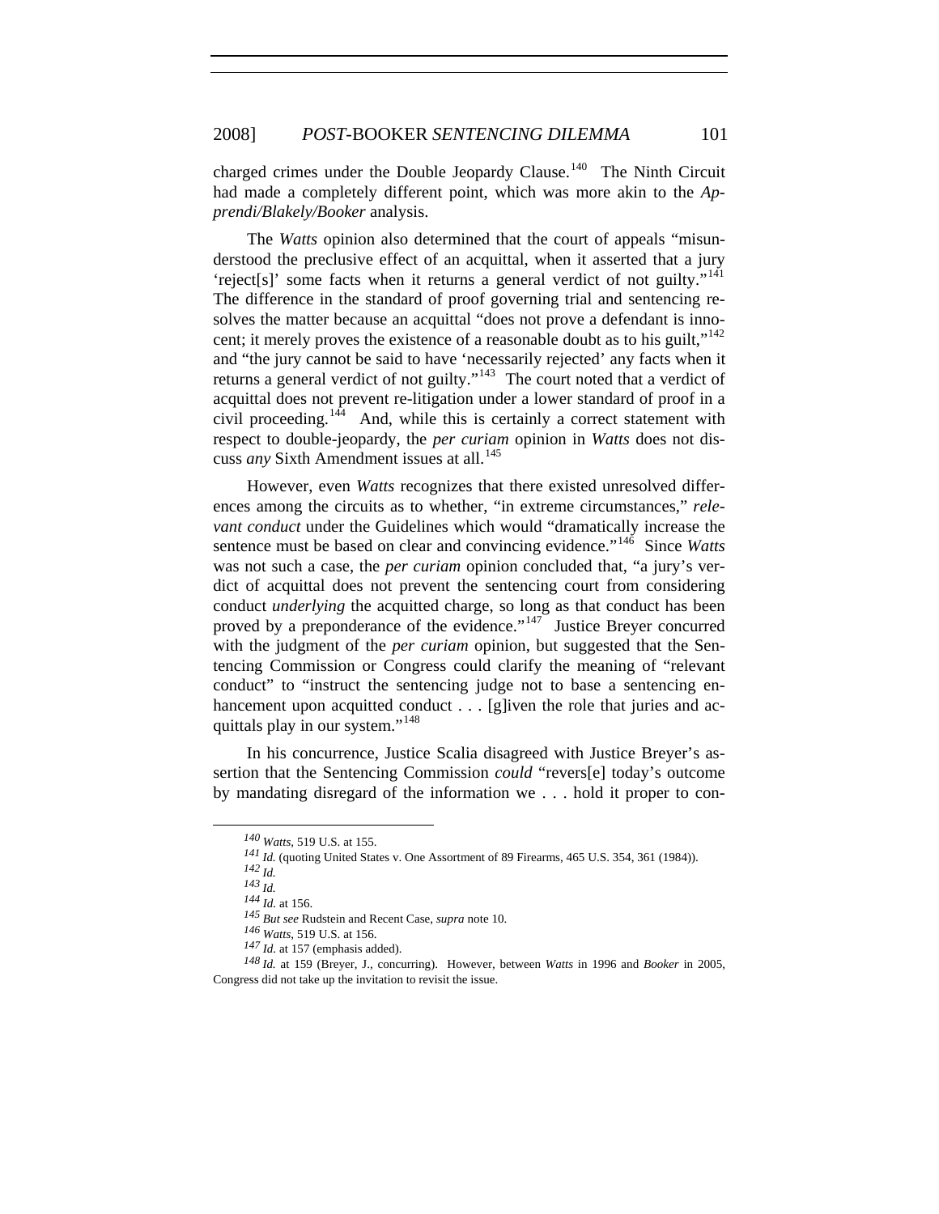charged crimes under the Double Jeopardy Clause.[140] The Ninth Circuit had made a completely different point, which was more akin to the *Apprendi/Blakely/Booker* analysis.

The *Watts* opinion also determined that the court of appeals "misunderstood the preclusive effect of an acquittal, when it asserted that a jury 'reject[s]' some facts when it returns a general verdict of not guilty."[141] The difference in the standard of proof governing trial and sentencing resolves the matter because an acquittal "does not prove a defendant is innocent; it merely proves the existence of a reasonable doubt as to his guilt,"[142] and "the jury cannot be said to have 'necessarily rejected' any facts when it returns a general verdict of not guilty."[143] The court noted that a verdict of acquittal does not prevent re-litigation under a lower standard of proof in a civil proceeding.[144] And, while this is certainly a correct statement with respect to double-jeopardy, the *per curiam* opinion in *Watts* does not discuss *any* Sixth Amendment issues at all.[145]

However, even *Watts* recognizes that there existed unresolved differences among the circuits as to whether, "in extreme circumstances," *relevant conduct* under the Guidelines which would "dramatically increase the sentence must be based on clear and convincing evidence."[146] Since *Watts* was not such a case, the *per curiam* opinion concluded that, "a jury's verdict of acquittal does not prevent the sentencing court from considering conduct *underlying* the acquitted charge, so long as that conduct has been proved by a preponderance of the evidence."[147] Justice Breyer concurred with the judgment of the *per curiam* opinion, but suggested that the Sentencing Commission or Congress could clarify the meaning of "relevant conduct" to "instruct the sentencing judge not to base a sentencing enhancement upon acquitted conduct . . . [g]iven the role that juries and acquittals play in our system."[148]

In his concurrence, Justice Scalia disagreed with Justice Breyer's assertion that the Sentencing Commission *could* "revers[e] today's outcome by mandating disregard of the information we . . . hold it proper to con-

---

[140] *Watts*, 519 U.S. at 155.

[141] *Id.* (quoting United States v. One Assortment of 89 Firearms, 465 U.S. 354, 361 (1984)).

[142] *Id.*

[143] *Id.*

[144] *Id.* at 156.

[145] *But see* Rudstein and Recent Case, *supra* note 10.

[146] *Watts*, 519 U.S. at 156.

[147] *Id.* at 157 (emphasis added).

[148] *Id.* at 159 (Breyer, J., concurring). However, between *Watts* in 1996 and *Booker* in 2005, Congress did not take up the invitation to revisit the issue.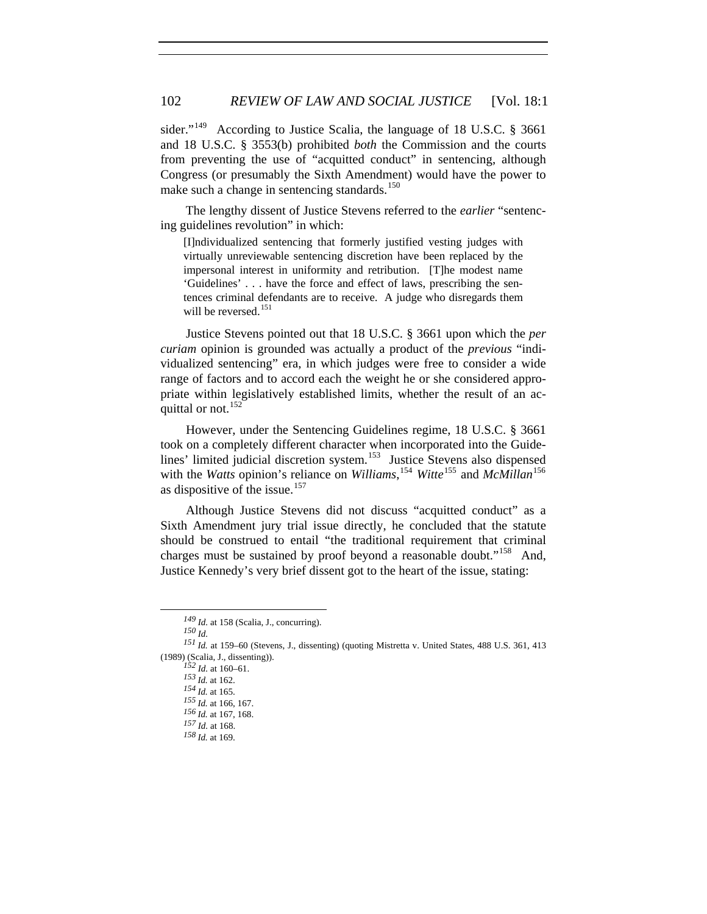sider."[149] According to Justice Scalia, the language of 18 U.S.C. § 3661 and 18 U.S.C. § 3553(b) prohibited *both* the Commission and the courts from preventing the use of "acquitted conduct" in sentencing, although Congress (or presumably the Sixth Amendment) would have the power to make such a change in sentencing standards.[150]

The lengthy dissent of Justice Stevens referred to the *earlier* "sentencing guidelines revolution" in which:

> [I]ndividualized sentencing that formerly justified vesting judges with virtually unreviewable sentencing discretion have been replaced by the impersonal interest in uniformity and retribution. [T]he modest name 'Guidelines' . . . have the force and effect of laws, prescribing the sentences criminal defendants are to receive. A judge who disregards them will be reversed.[151]

Justice Stevens pointed out that 18 U.S.C. § 3661 upon which the *per curiam* opinion is grounded was actually a product of the *previous* "individualized sentencing" era, in which judges were free to consider a wide range of factors and to accord each the weight he or she considered appropriate within legislatively established limits, whether the result of an acquittal or not.[152]

However, under the Sentencing Guidelines regime, 18 U.S.C. § 3661 took on a completely different character when incorporated into the Guidelines' limited judicial discretion system.[153] Justice Stevens also dispensed with the *Watts* opinion's reliance on *Williams*,[154] *Witte*[155] and *McMillan*[156] as dispositive of the issue.[157]

Although Justice Stevens did not discuss "acquitted conduct" as a Sixth Amendment jury trial issue directly, he concluded that the statute should be construed to entail "the traditional requirement that criminal charges must be sustained by proof beyond a reasonable doubt."[158] And, Justice Kennedy's very brief dissent got to the heart of the issue, stating:

---

149 *Id.* at 158 (Scalia, J., concurring).

150 *Id.*

151 *Id.* at 159–60 (Stevens, J., dissenting) (quoting Mistretta v. United States, 488 U.S. 361, 413 (1989) (Scalia, J., dissenting)).

152 *Id.* at 160–61.

153 *Id.* at 162.

154 *Id.* at 165.

155 *Id.* at 166, 167.

156 *Id.* at 167, 168.

157 *Id.* at 168.

158 *Id.* at 169.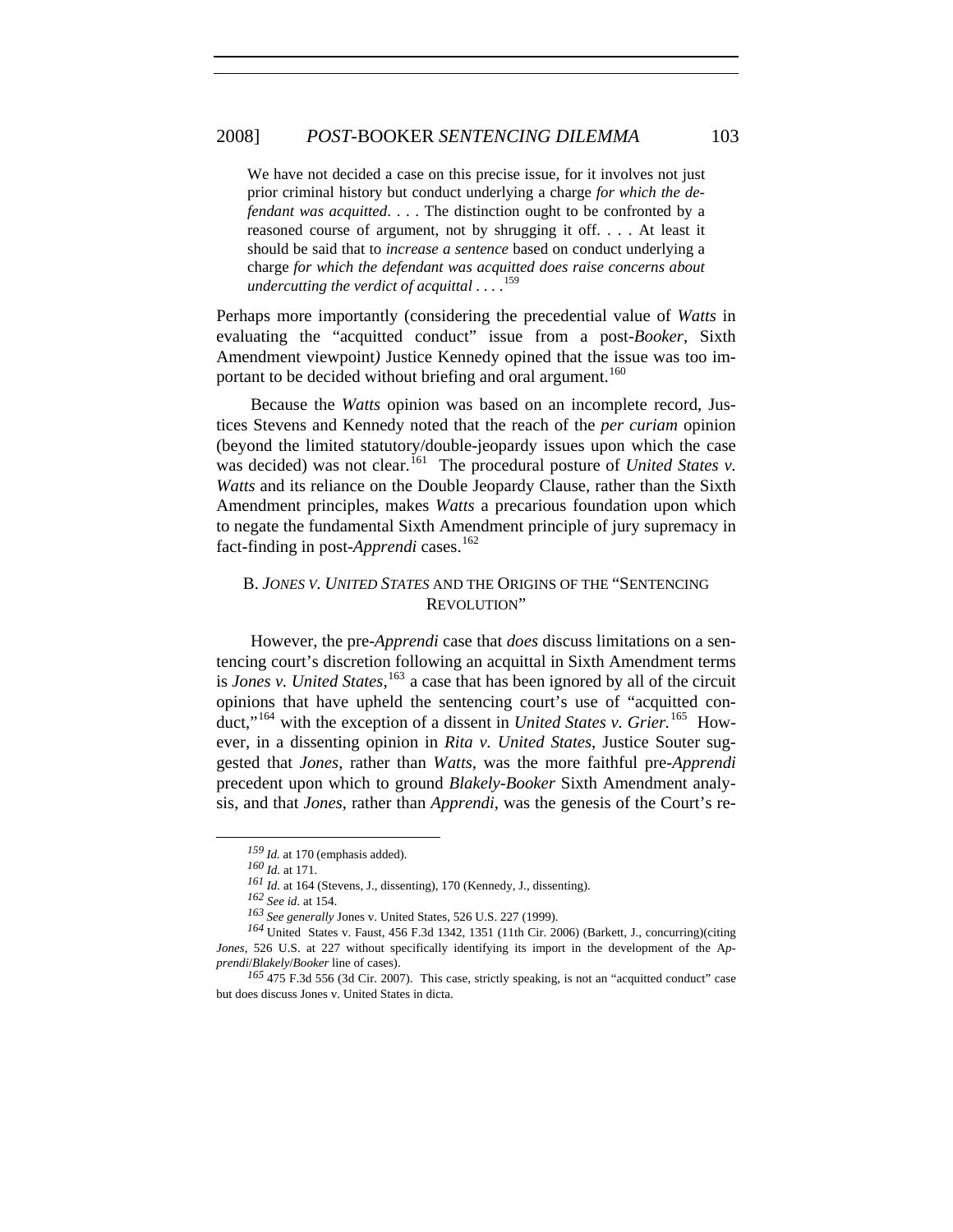> We have not decided a case on this precise issue, for it involves not just prior criminal history but conduct underlying a charge *for which the defendant was acquitted*. . . . The distinction ought to be confronted by a reasoned course of argument, not by shrugging it off. . . . At least it should be said that to *increase a sentence* based on conduct underlying a charge *for which the defendant was acquitted does raise concerns about undercutting the verdict of acquittal* . . . .[159]

Perhaps more importantly (considering the precedential value of *Watts* in evaluating the "acquitted conduct" issue from a post-*Booker*, Sixth Amendment viewpoint*)* Justice Kennedy opined that the issue was too important to be decided without briefing and oral argument.[160]

Because the *Watts* opinion was based on an incomplete record, Justices Stevens and Kennedy noted that the reach of the *per curiam* opinion (beyond the limited statutory/double-jeopardy issues upon which the case was decided) was not clear.[161] The procedural posture of *United States v. Watts* and its reliance on the Double Jeopardy Clause, rather than the Sixth Amendment principles, makes *Watts* a precarious foundation upon which to negate the fundamental Sixth Amendment principle of jury supremacy in fact-finding in post-*Apprendi* cases.[162]

## B. *JONES V. UNITED STATES* AND THE ORIGINS OF THE "SENTENCING REVOLUTION"

However, the pre-*Apprendi* case that *does* discuss limitations on a sentencing court's discretion following an acquittal in Sixth Amendment terms is *Jones v. United States,*[163] a case that has been ignored by all of the circuit opinions that have upheld the sentencing court's use of "acquitted conduct,"[164] with the exception of a dissent in *United States v. Grier.*[165] However, in a dissenting opinion in *Rita v. United States*, Justice Souter suggested that *Jones*, rather than *Watts*, was the more faithful pre-*Apprendi* precedent upon which to ground *Blakely-Booker* Sixth Amendment analysis, and that *Jones*, rather than *Apprendi*, was the genesis of the Court's re-

---

159 *Id.* at 170 (emphasis added).

160 *Id.* at 171.

161 *Id.* at 164 (Stevens, J., dissenting), 170 (Kennedy, J., dissenting).

162 *See id.* at 154.

163 *See generally* Jones v. United States, 526 U.S. 227 (1999).

164 United States v. Faust, 456 F.3d 1342, 1351 (11th Cir. 2006) (Barkett, J., concurring)(citing *Jones*, 526 U.S. at 227 without specifically identifying its import in the development of the A*pprendi*/*Blakely*/*Booker* line of cases).

165 475 F.3d 556 (3d Cir. 2007). This case, strictly speaking, is not an "acquitted conduct" case but does discuss Jones v. United States in dicta.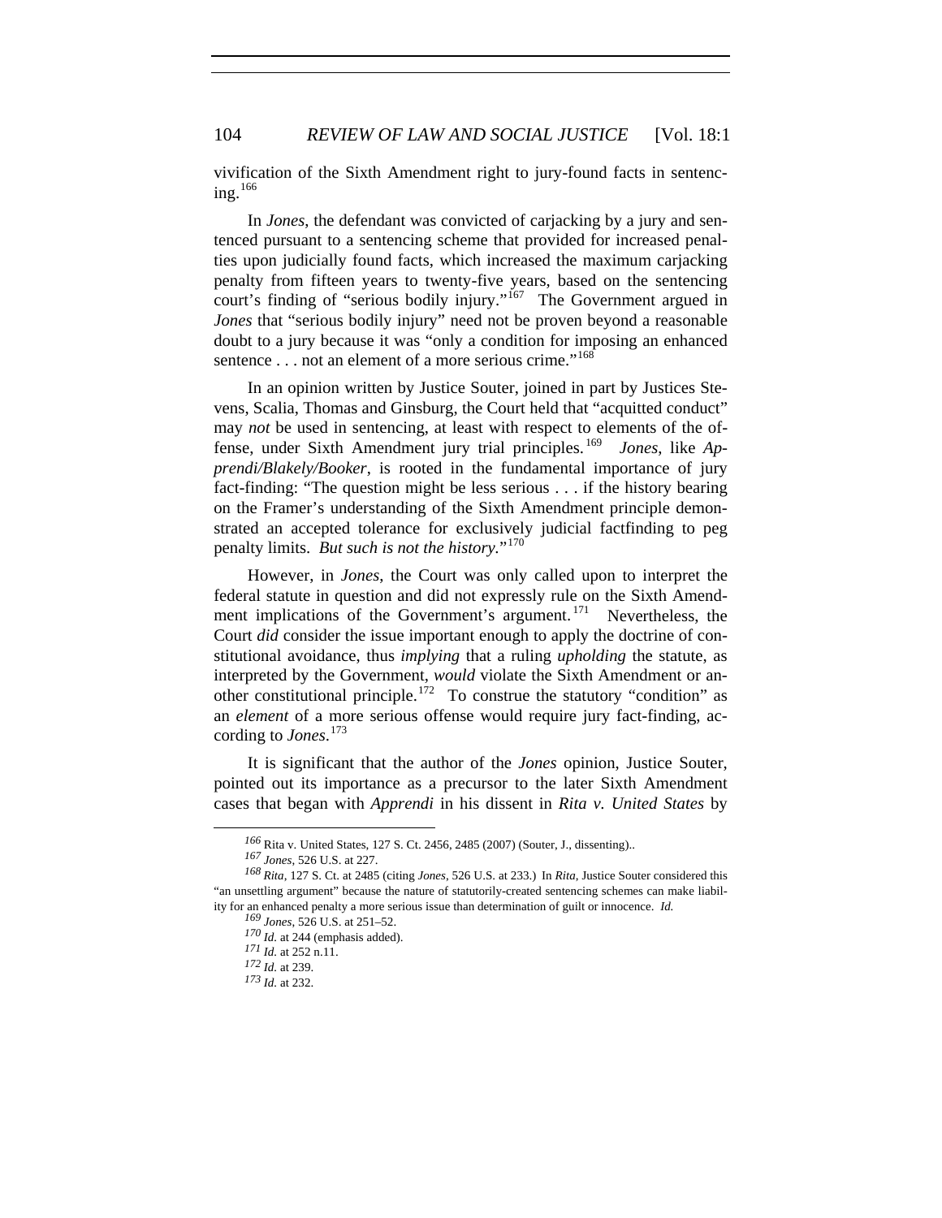vivification of the Sixth Amendment right to jury-found facts in sentencing.[166]

In *Jones*, the defendant was convicted of carjacking by a jury and sentenced pursuant to a sentencing scheme that provided for increased penalties upon judicially found facts, which increased the maximum carjacking penalty from fifteen years to twenty-five years, based on the sentencing court's finding of "serious bodily injury."[167] The Government argued in *Jones* that "serious bodily injury" need not be proven beyond a reasonable doubt to a jury because it was "only a condition for imposing an enhanced sentence . . . not an element of a more serious crime."[168]

In an opinion written by Justice Souter, joined in part by Justices Stevens, Scalia, Thomas and Ginsburg, the Court held that "acquitted conduct" may *not* be used in sentencing, at least with respect to elements of the offense, under Sixth Amendment jury trial principles.[169] *Jones*, like *Apprendi/Blakely/Booker*, is rooted in the fundamental importance of jury fact-finding: "The question might be less serious . . . if the history bearing on the Framer's understanding of the Sixth Amendment principle demonstrated an accepted tolerance for exclusively judicial factfinding to peg penalty limits. *But such is not the history.*"[170]

However, in *Jones*, the Court was only called upon to interpret the federal statute in question and did not expressly rule on the Sixth Amendment implications of the Government's argument.[171] Nevertheless, the Court *did* consider the issue important enough to apply the doctrine of constitutional avoidance, thus *implying* that a ruling *upholding* the statute, as interpreted by the Government, *would* violate the Sixth Amendment or another constitutional principle.[172] To construe the statutory "condition" as an *element* of a more serious offense would require jury fact-finding, according to *Jones*.[173]

It is significant that the author of the *Jones* opinion, Justice Souter, pointed out its importance as a precursor to the later Sixth Amendment cases that began with *Apprendi* in his dissent in *Rita v. United States* by

---

166 Rita v. United States, 127 S. Ct. 2456, 2485 (2007) (Souter, J., dissenting)..

167 *Jones*, 526 U.S. at 227.

168 *Rita*, 127 S. Ct. at 2485 (citing *Jones*, 526 U.S. at 233.) In *Rita*, Justice Souter considered this "an unsettling argument" because the nature of statutorily-created sentencing schemes can make liability for an enhanced penalty a more serious issue than determination of guilt or innocence. *Id.*

169 *Jones*, 526 U.S. at 251–52.

170 *Id.* at 244 (emphasis added).

171 *Id.* at 252 n.11.

172 *Id.* at 239.

173 *Id.* at 232.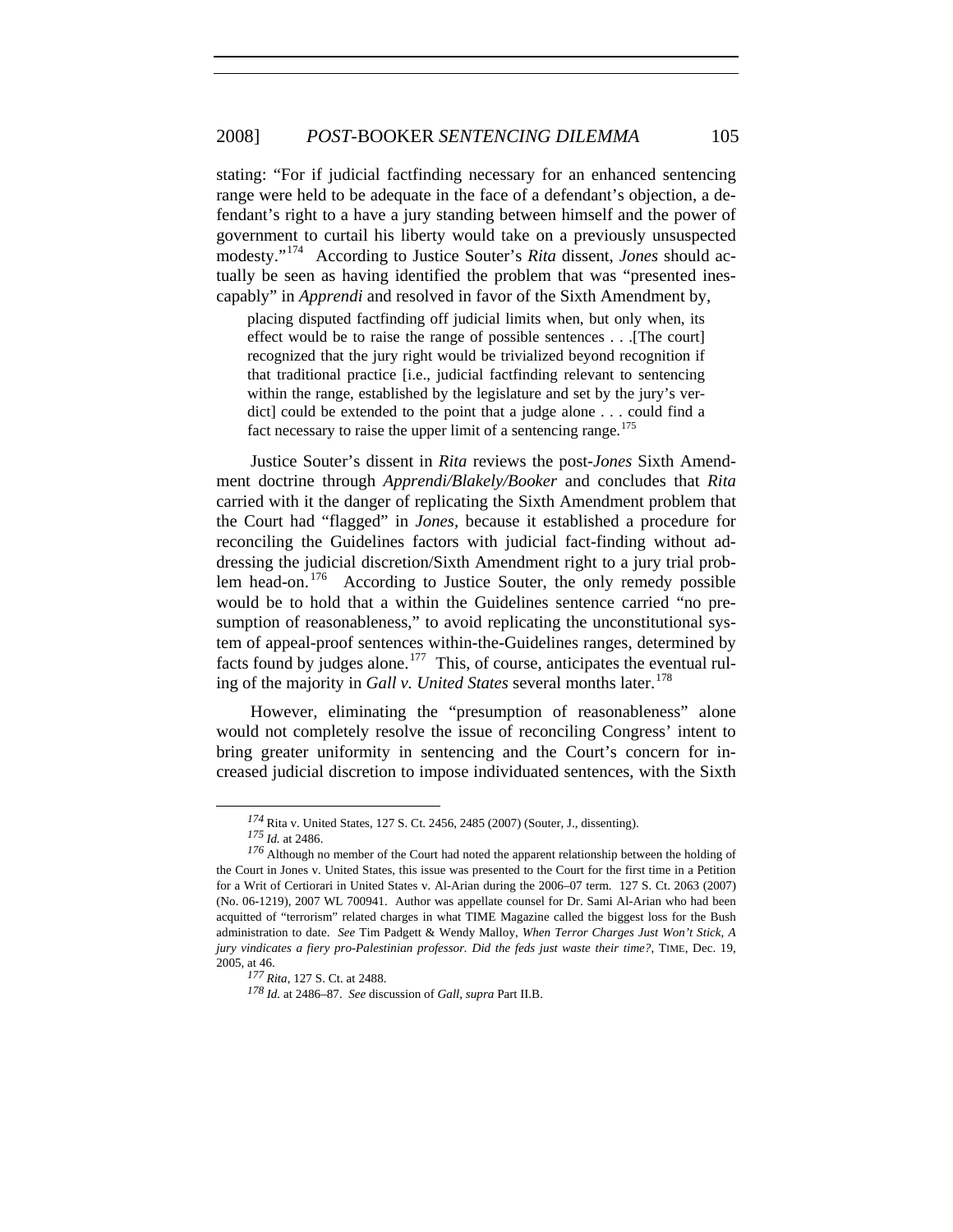stating: "For if judicial factfinding necessary for an enhanced sentencing range were held to be adequate in the face of a defendant's objection, a defendant's right to a have a jury standing between himself and the power of government to curtail his liberty would take on a previously unsuspected modesty."[174] According to Justice Souter's *Rita* dissent, *Jones* should actually be seen as having identified the problem that was "presented inescapably" in *Apprendi* and resolved in favor of the Sixth Amendment by,

> placing disputed factfinding off judicial limits when, but only when, its effect would be to raise the range of possible sentences . . .[The court] recognized that the jury right would be trivialized beyond recognition if that traditional practice [i.e., judicial factfinding relevant to sentencing within the range, established by the legislature and set by the jury's verdict] could be extended to the point that a judge alone . . . could find a fact necessary to raise the upper limit of a sentencing range.[175]

Justice Souter's dissent in *Rita* reviews the post-*Jones* Sixth Amendment doctrine through *Apprendi/Blakely/Booker* and concludes that *Rita* carried with it the danger of replicating the Sixth Amendment problem that the Court had "flagged" in *Jones*, because it established a procedure for reconciling the Guidelines factors with judicial fact-finding without addressing the judicial discretion/Sixth Amendment right to a jury trial problem head-on.[176] According to Justice Souter, the only remedy possible would be to hold that a within the Guidelines sentence carried "no presumption of reasonableness," to avoid replicating the unconstitutional system of appeal-proof sentences within-the-Guidelines ranges, determined by facts found by judges alone.[177] This, of course, anticipates the eventual ruling of the majority in *Gall v. United States* several months later.[178]

However, eliminating the "presumption of reasonableness" alone would not completely resolve the issue of reconciling Congress' intent to bring greater uniformity in sentencing and the Court's concern for increased judicial discretion to impose individuated sentences, with the Sixth

---

[174] Rita v. United States, 127 S. Ct. 2456, 2485 (2007) (Souter, J., dissenting).

[175] *Id.* at 2486.

[176] Although no member of the Court had noted the apparent relationship between the holding of the Court in Jones v. United States, this issue was presented to the Court for the first time in a Petition for a Writ of Certiorari in United States v. Al-Arian during the 2006–07 term. 127 S. Ct. 2063 (2007) (No. 06-1219), 2007 WL 700941. Author was appellate counsel for Dr. Sami Al-Arian who had been acquitted of "terrorism" related charges in what TIME Magazine called the biggest loss for the Bush administration to date. *See* Tim Padgett & Wendy Malloy, *When Terror Charges Just Won't Stick, A jury vindicates a fiery pro-Palestinian professor. Did the feds just waste their time?*, TIME, Dec. 19, 2005, at 46.

[177] *Rita*, 127 S. Ct. at 2488.

[178] *Id.* at 2486–87. *See* discussion of *Gall*, *supra* Part II.B.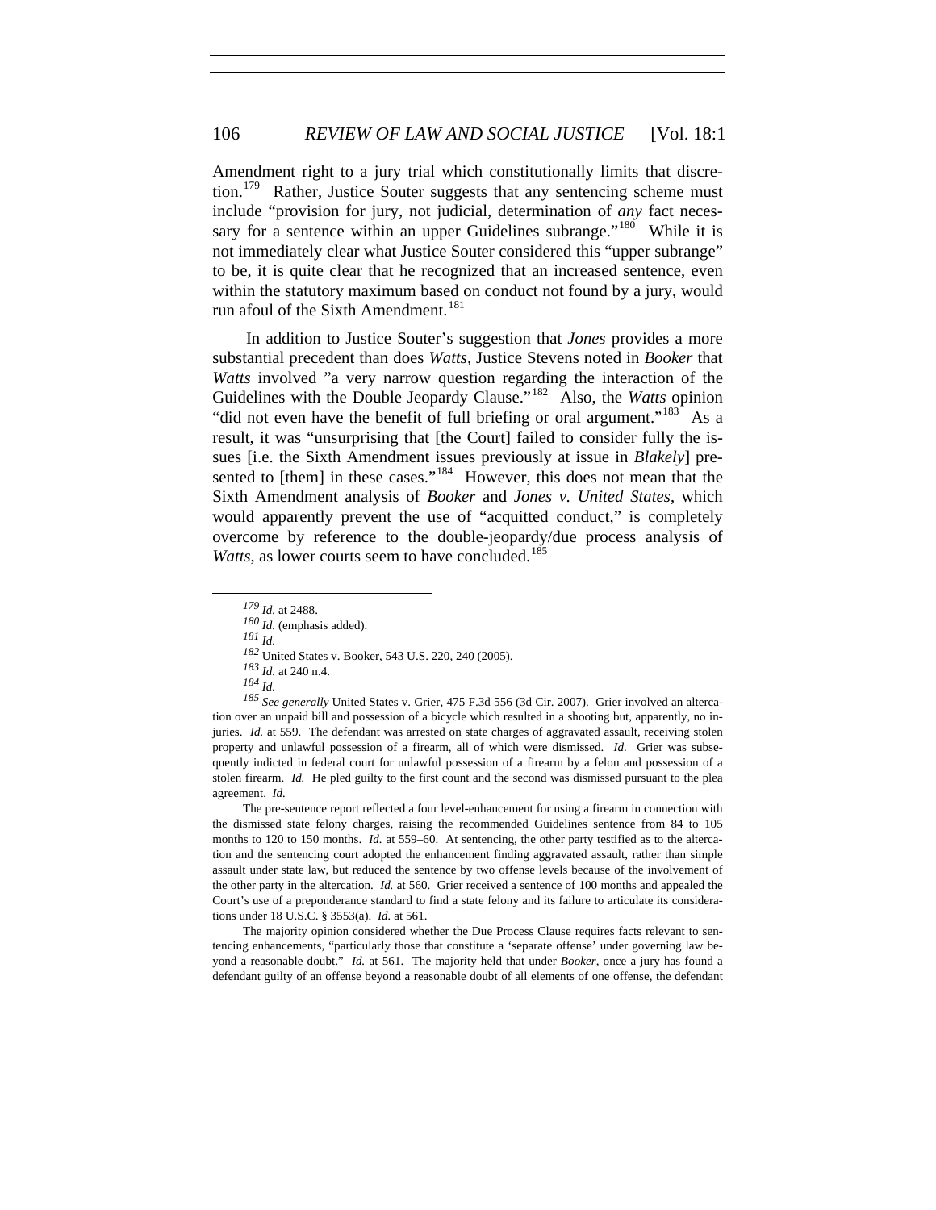Amendment right to a jury trial which constitutionally limits that discretion.[179] Rather, Justice Souter suggests that any sentencing scheme must include "provision for jury, not judicial, determination of *any* fact necessary for a sentence within an upper Guidelines subrange."[180] While it is not immediately clear what Justice Souter considered this "upper subrange" to be, it is quite clear that he recognized that an increased sentence, even within the statutory maximum based on conduct not found by a jury, would run afoul of the Sixth Amendment.[181]

In addition to Justice Souter's suggestion that *Jones* provides a more substantial precedent than does *Watts*, Justice Stevens noted in *Booker* that *Watts* involved "a very narrow question regarding the interaction of the Guidelines with the Double Jeopardy Clause."[182] Also, the *Watts* opinion "did not even have the benefit of full briefing or oral argument."[183] As a result, it was "unsurprising that [the Court] failed to consider fully the issues [i.e. the Sixth Amendment issues previously at issue in *Blakely*] presented to [them] in these cases."[184] However, this does not mean that the Sixth Amendment analysis of *Booker* and *Jones v. United States*, which would apparently prevent the use of "acquitted conduct," is completely overcome by reference to the double-jeopardy/due process analysis of *Watts*, as lower courts seem to have concluded.[185]

---

[179] *Id.* at 2488.

[180] *Id.* (emphasis added).

[181] *Id.*

[182] United States v. Booker, 543 U.S. 220, 240 (2005).

[183] *Id.* at 240 n.4.

[184] *Id.*

[185] *See generally* United States v. Grier, 475 F.3d 556 (3d Cir. 2007). Grier involved an altercation over an unpaid bill and possession of a bicycle which resulted in a shooting but, apparently, no injuries. *Id.* at 559. The defendant was arrested on state charges of aggravated assault, receiving stolen property and unlawful possession of a firearm, all of which were dismissed. *Id.* Grier was subsequently indicted in federal court for unlawful possession of a firearm by a felon and possession of a stolen firearm. *Id.* He pled guilty to the first count and the second was dismissed pursuant to the plea agreement. *Id.*

The pre-sentence report reflected a four level-enhancement for using a firearm in connection with the dismissed state felony charges, raising the recommended Guidelines sentence from 84 to 105 months to 120 to 150 months. *Id.* at 559–60. At sentencing, the other party testified as to the altercation and the sentencing court adopted the enhancement finding aggravated assault, rather than simple assault under state law, but reduced the sentence by two offense levels because of the involvement of the other party in the altercation. *Id.* at 560. Grier received a sentence of 100 months and appealed the Court's use of a preponderance standard to find a state felony and its failure to articulate its considerations under 18 U.S.C. § 3553(a). *Id.* at 561.

The majority opinion considered whether the Due Process Clause requires facts relevant to sentencing enhancements, "particularly those that constitute a 'separate offense' under governing law beyond a reasonable doubt." *Id.* at 561. The majority held that under *Booker*, once a jury has found a defendant guilty of an offense beyond a reasonable doubt of all elements of one offense, the defendant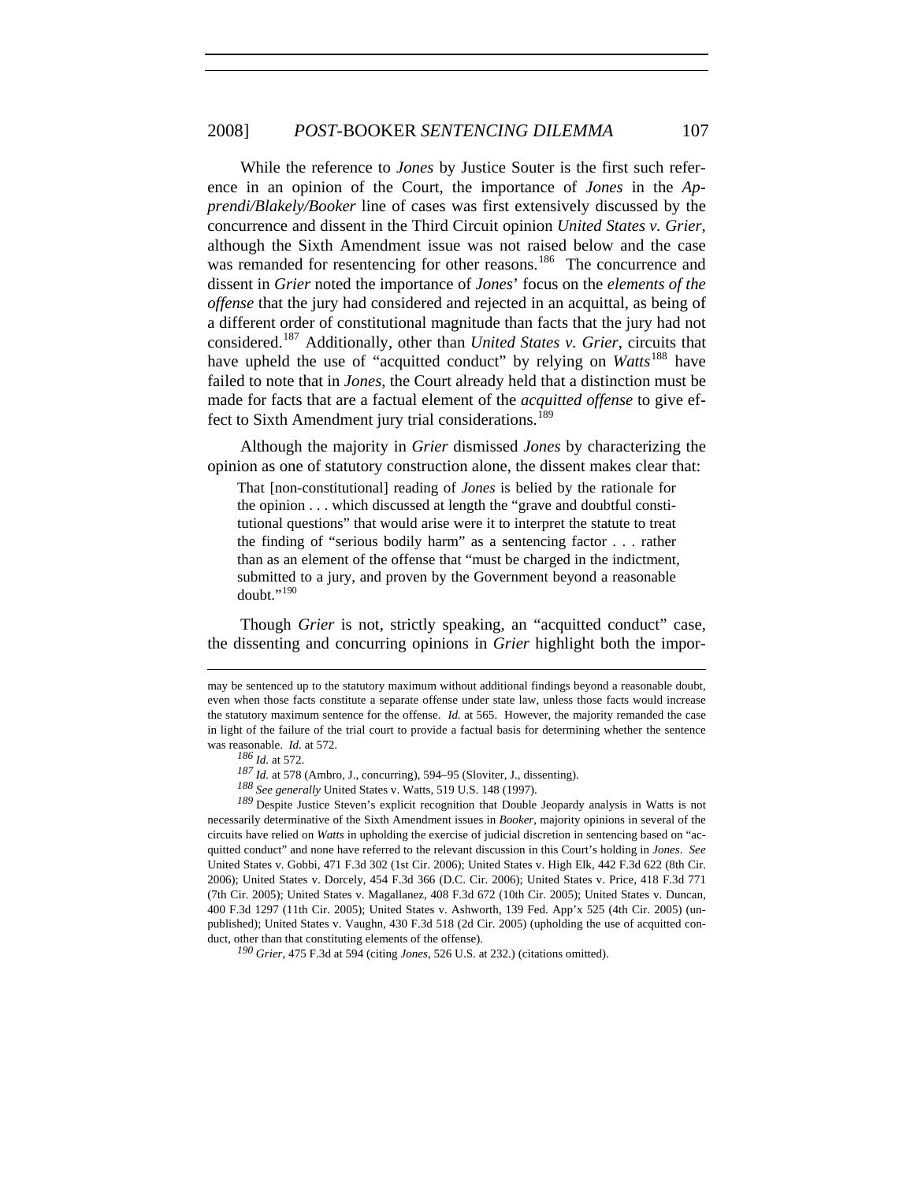While the reference to *Jones* by Justice Souter is the first such reference in an opinion of the Court, the importance of *Jones* in the *Apprendi/Blakely/Booker* line of cases was first extensively discussed by the concurrence and dissent in the Third Circuit opinion *United States v. Grier*, although the Sixth Amendment issue was not raised below and the case was remanded for resentencing for other reasons.[186] The concurrence and dissent in *Grier* noted the importance of *Jones*' focus on the *elements of the offense* that the jury had considered and rejected in an acquittal, as being of a different order of constitutional magnitude than facts that the jury had not considered.[187] Additionally, other than *United States v. Grier*, circuits that have upheld the use of "acquitted conduct" by relying on *Watts*[188] have failed to note that in *Jones*, the Court already held that a distinction must be made for facts that are a factual element of the *acquitted offense* to give effect to Sixth Amendment jury trial considerations.[189]

Although the majority in *Grier* dismissed *Jones* by characterizing the opinion as one of statutory construction alone, the dissent makes clear that:

> That [non-constitutional] reading of *Jones* is belied by the rationale for the opinion . . . which discussed at length the "grave and doubtful constitutional questions" that would arise were it to interpret the statute to treat the finding of "serious bodily harm" as a sentencing factor . . . rather than as an element of the offense that "must be charged in the indictment, submitted to a jury, and proven by the Government beyond a reasonable doubt."[190]

Though *Grier* is not, strictly speaking, an "acquitted conduct" case, the dissenting and concurring opinions in *Grier* highlight both the impor-

---

may be sentenced up to the statutory maximum without additional findings beyond a reasonable doubt, even when those facts constitute a separate offense under state law, unless those facts would increase the statutory maximum sentence for the offense. *Id.* at 565. However, the majority remanded the case in light of the failure of the trial court to provide a factual basis for determining whether the sentence was reasonable. *Id.* at 572.

[186] *Id.* at 572.

[187] *Id.* at 578 (Ambro, J., concurring), 594–95 (Sloviter, J., dissenting).

[188] *See generally* United States v. Watts, 519 U.S. 148 (1997).

[189] Despite Justice Steven's explicit recognition that Double Jeopardy analysis in Watts is not necessarily determinative of the Sixth Amendment issues in *Booker*, majority opinions in several of the circuits have relied on *Watts* in upholding the exercise of judicial discretion in sentencing based on "acquitted conduct" and none have referred to the relevant discussion in this Court's holding in *Jones*. *See* United States v. Gobbi, 471 F.3d 302 (1st Cir. 2006); United States v. High Elk, 442 F.3d 622 (8th Cir. 2006); United States v. Dorcely, 454 F.3d 366 (D.C. Cir. 2006); United States v. Price, 418 F.3d 771 (7th Cir. 2005); United States v. Magallanez, 408 F.3d 672 (10th Cir. 2005); United States v. Duncan, 400 F.3d 1297 (11th Cir. 2005); United States v. Ashworth, 139 Fed. App'x 525 (4th Cir. 2005) (unpublished); United States v. Vaughn, 430 F.3d 518 (2d Cir. 2005) (upholding the use of acquitted conduct, other than that constituting elements of the offense).

[190] *Grier*, 475 F.3d at 594 (citing *Jones*, 526 U.S. at 232.) (citations omitted).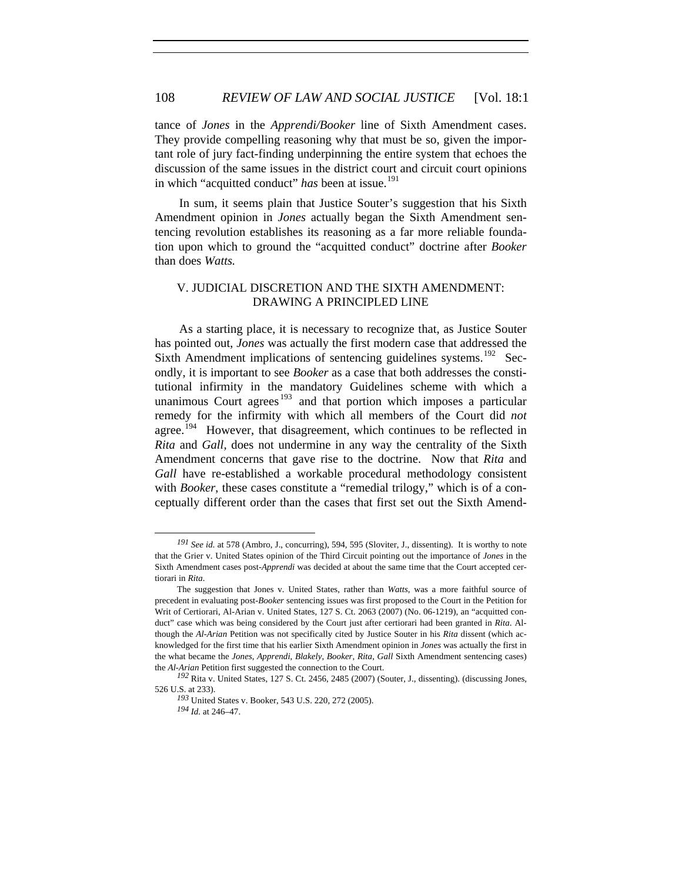tance of *Jones* in the *Apprendi/Booker* line of Sixth Amendment cases. They provide compelling reasoning why that must be so, given the important role of jury fact-finding underpinning the entire system that echoes the discussion of the same issues in the district court and circuit court opinions in which "acquitted conduct" *has* been at issue.[191]

In sum, it seems plain that Justice Souter's suggestion that his Sixth Amendment opinion in *Jones* actually began the Sixth Amendment sentencing revolution establishes its reasoning as a far more reliable foundation upon which to ground the "acquitted conduct" doctrine after *Booker* than does *Watts.*

## V. JUDICIAL DISCRETION AND THE SIXTH AMENDMENT: DRAWING A PRINCIPLED LINE

As a starting place, it is necessary to recognize that, as Justice Souter has pointed out, *Jones* was actually the first modern case that addressed the Sixth Amendment implications of sentencing guidelines systems.[192] Secondly, it is important to see *Booker* as a case that both addresses the constitutional infirmity in the mandatory Guidelines scheme with which a unanimous Court agrees[193] and that portion which imposes a particular remedy for the infirmity with which all members of the Court did *not* agree.[194] However, that disagreement, which continues to be reflected in *Rita* and *Gall*, does not undermine in any way the centrality of the Sixth Amendment concerns that gave rise to the doctrine. Now that *Rita* and *Gall* have re-established a workable procedural methodology consistent with *Booker*, these cases constitute a "remedial trilogy," which is of a conceptually different order than the cases that first set out the Sixth Amend-

---

[191] *See id.* at 578 (Ambro, J., concurring), 594, 595 (Sloviter, J., dissenting). It is worthy to note that the Grier v. United States opinion of the Third Circuit pointing out the importance of *Jones* in the Sixth Amendment cases post-*Apprendi* was decided at about the same time that the Court accepted certiorari in *Rita*.

The suggestion that Jones v. United States, rather than *Watts*, was a more faithful source of precedent in evaluating post-*Booker* sentencing issues was first proposed to the Court in the Petition for Writ of Certiorari, Al-Arian v. United States, 127 S. Ct. 2063 (2007) (No. 06-1219), an "acquitted conduct" case which was being considered by the Court just after certiorari had been granted in *Rita*. Although the *Al-Arian* Petition was not specifically cited by Justice Souter in his *Rita* dissent (which acknowledged for the first time that his earlier Sixth Amendment opinion in *Jones* was actually the first in the what became the *Jones*, *Apprendi*, *Blakely*, *Booker*, *Rita*, *Gall* Sixth Amendment sentencing cases) the *Al-Arian* Petition first suggested the connection to the Court.

[192] Rita v. United States, 127 S. Ct. 2456, 2485 (2007) (Souter, J., dissenting). (discussing Jones, 526 U.S. at 233).

[193] United States v. Booker, 543 U.S. 220, 272 (2005).

[194] *Id.* at 246–47.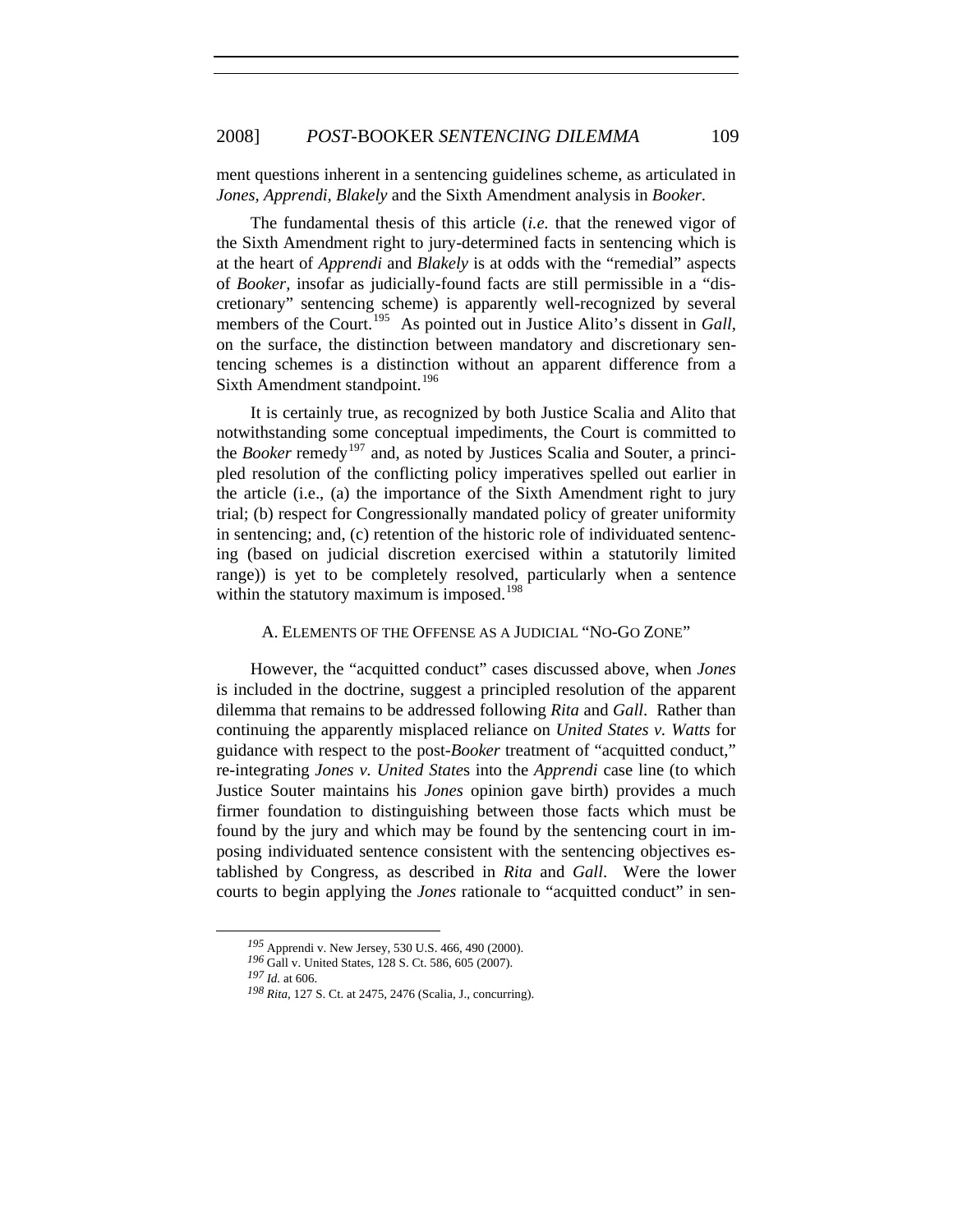ment questions inherent in a sentencing guidelines scheme, as articulated in *Jones, Apprendi, Blakely* and the Sixth Amendment analysis in *Booker*.

The fundamental thesis of this article (*i.e.* that the renewed vigor of the Sixth Amendment right to jury-determined facts in sentencing which is at the heart of *Apprendi* and *Blakely* is at odds with the "remedial" aspects of *Booker*, insofar as judicially-found facts are still permissible in a "discretionary" sentencing scheme) is apparently well-recognized by several members of the Court.[195] As pointed out in Justice Alito's dissent in *Gall*, on the surface, the distinction between mandatory and discretionary sentencing schemes is a distinction without an apparent difference from a Sixth Amendment standpoint.[196]

It is certainly true, as recognized by both Justice Scalia and Alito that notwithstanding some conceptual impediments, the Court is committed to the *Booker* remedy[197] and, as noted by Justices Scalia and Souter, a principled resolution of the conflicting policy imperatives spelled out earlier in the article (i.e., (a) the importance of the Sixth Amendment right to jury trial; (b) respect for Congressionally mandated policy of greater uniformity in sentencing; and, (c) retention of the historic role of individuated sentencing (based on judicial discretion exercised within a statutorily limited range)) is yet to be completely resolved, particularly when a sentence within the statutory maximum is imposed.[198]

### A. Elements of the Offense as a Judicial "No-Go Zone"

However, the "acquitted conduct" cases discussed above, when *Jones* is included in the doctrine, suggest a principled resolution of the apparent dilemma that remains to be addressed following *Rita* and *Gall*. Rather than continuing the apparently misplaced reliance on *United States v. Watts* for guidance with respect to the post-*Booker* treatment of "acquitted conduct," re-integrating *Jones v. United States* into the *Apprendi* case line (to which Justice Souter maintains his *Jones* opinion gave birth) provides a much firmer foundation to distinguishing between those facts which must be found by the jury and which may be found by the sentencing court in imposing individuated sentence consistent with the sentencing objectives established by Congress, as described in *Rita* and *Gall*. Were the lower courts to begin applying the *Jones* rationale to "acquitted conduct" in sen-

---

[195] Apprendi v. New Jersey, 530 U.S. 466, 490 (2000).

[196] Gall v. United States, 128 S. Ct. 586, 605 (2007).

[197] *Id.* at 606.

[198] *Rita*, 127 S. Ct. at 2475, 2476 (Scalia, J., concurring).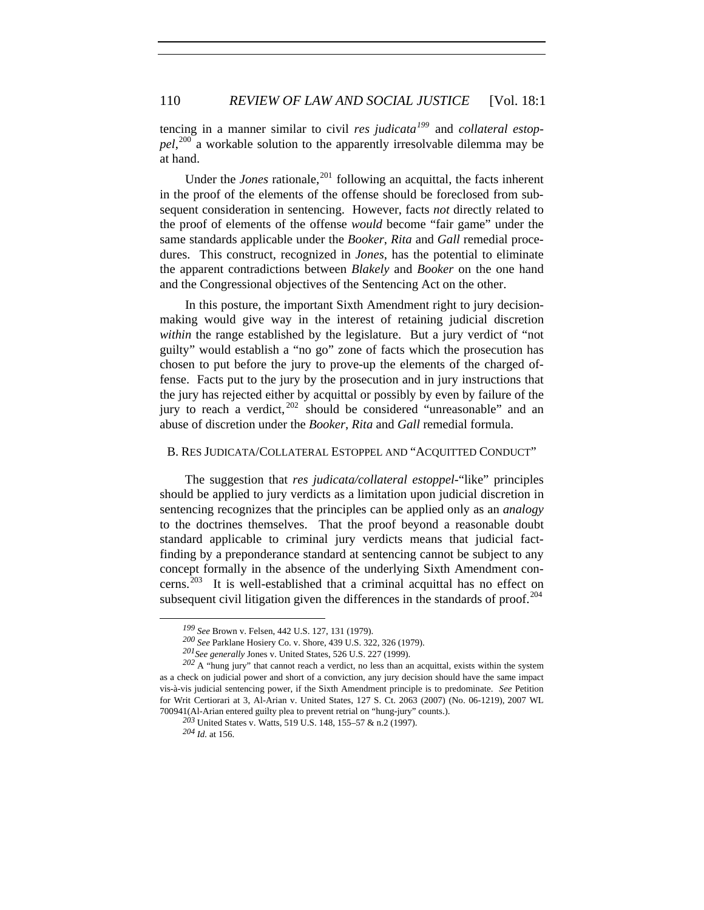tencing in a manner similar to civil *res judicata*[199] and *collateral estoppel*,[200] a workable solution to the apparently irresolvable dilemma may be at hand.

Under the *Jones* rationale,[201] following an acquittal, the facts inherent in the proof of the elements of the offense should be foreclosed from subsequent consideration in sentencing. However, facts *not* directly related to the proof of elements of the offense *would* become "fair game" under the same standards applicable under the *Booker*, *Rita* and *Gall* remedial procedures. This construct, recognized in *Jones*, has the potential to eliminate the apparent contradictions between *Blakely* and *Booker* on the one hand and the Congressional objectives of the Sentencing Act on the other.

In this posture, the important Sixth Amendment right to jury decision-making would give way in the interest of retaining judicial discretion *within* the range established by the legislature. But a jury verdict of "not guilty" would establish a "no go" zone of facts which the prosecution has chosen to put before the jury to prove-up the elements of the charged offense. Facts put to the jury by the prosecution and in jury instructions that the jury has rejected either by acquittal or possibly by even by failure of the jury to reach a verdict,[202] should be considered "unreasonable" and an abuse of discretion under the *Booker*, *Rita* and *Gall* remedial formula.

### B. Res Judicata/Collateral Estoppel and "Acquitted Conduct"

The suggestion that *res judicata/collateral estoppel*-"like" principles should be applied to jury verdicts as a limitation upon judicial discretion in sentencing recognizes that the principles can be applied only as an *analogy* to the doctrines themselves. That the proof beyond a reasonable doubt standard applicable to criminal jury verdicts means that judicial fact-finding by a preponderance standard at sentencing cannot be subject to any concept formally in the absence of the underlying Sixth Amendment concerns.[203] It is well-established that a criminal acquittal has no effect on subsequent civil litigation given the differences in the standards of proof.[204]

---

[199] *See* Brown v. Felsen, 442 U.S. 127, 131 (1979).

[200] *See* Parklane Hosiery Co. v. Shore, 439 U.S. 322, 326 (1979).

[201] *See generally* Jones v. United States, 526 U.S. 227 (1999).

[202] A "hung jury" that cannot reach a verdict, no less than an acquittal, exists within the system as a check on judicial power and short of a conviction, any jury decision should have the same impact vis-à-vis judicial sentencing power, if the Sixth Amendment principle is to predominate. *See* Petition for Writ Certiorari at 3, Al-Arian v. United States, 127 S. Ct. 2063 (2007) (No. 06-1219), 2007 WL 700941(Al-Arian entered guilty plea to prevent retrial on "hung-jury" counts.).

[203] United States v. Watts, 519 U.S. 148, 155–57 & n.2 (1997).

[204] *Id.* at 156.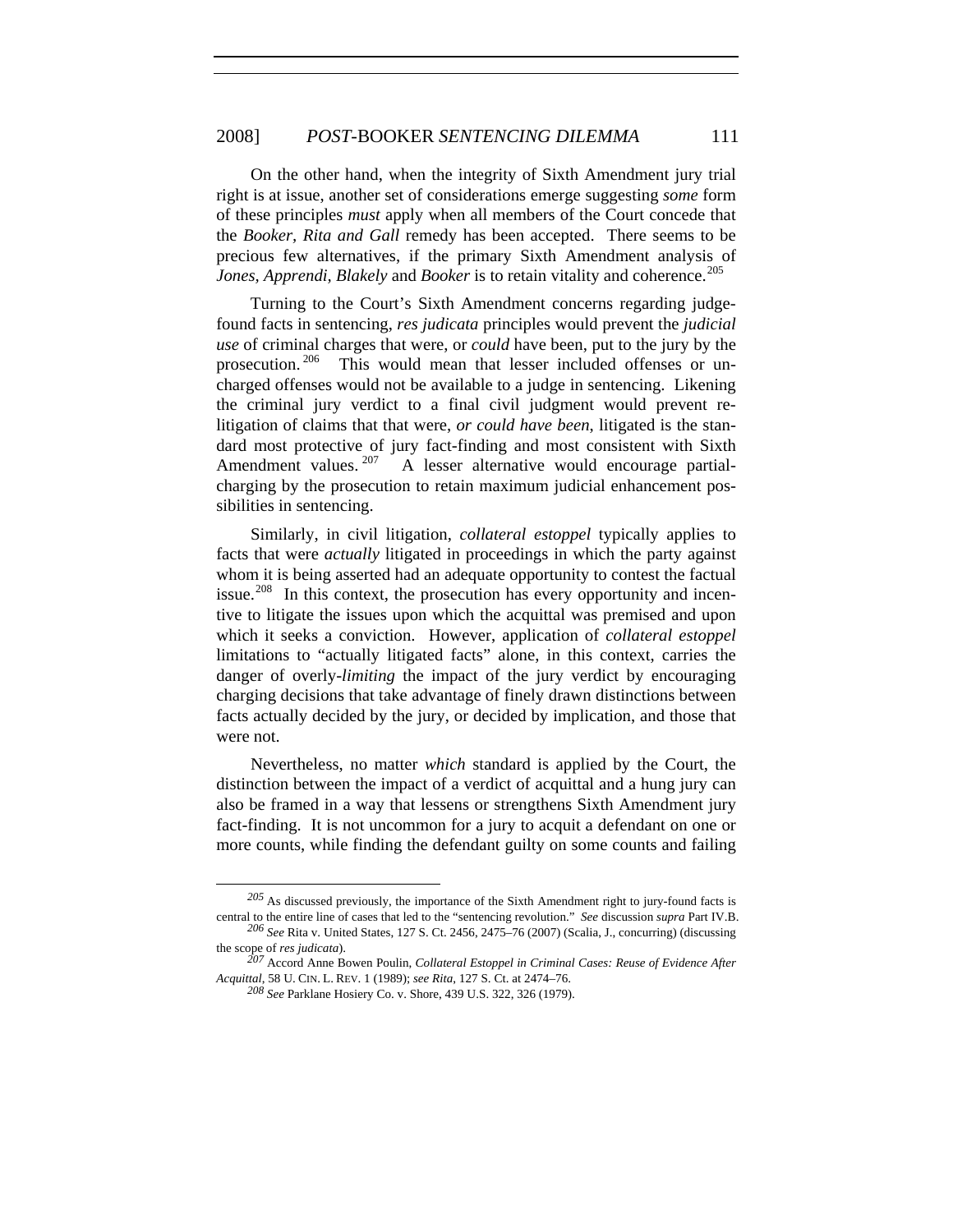On the other hand, when the integrity of Sixth Amendment jury trial right is at issue, another set of considerations emerge suggesting *some* form of these principles *must* apply when all members of the Court concede that the *Booker*, *Rita and Gall* remedy has been accepted. There seems to be precious few alternatives, if the primary Sixth Amendment analysis of *Jones, Apprendi, Blakely* and *Booker* is to retain vitality and coherence.[205]

Turning to the Court's Sixth Amendment concerns regarding judge-found facts in sentencing, *res judicata* principles would prevent the *judicial use* of criminal charges that were, or *could* have been, put to the jury by the prosecution.[206] This would mean that lesser included offenses or un-charged offenses would not be available to a judge in sentencing. Likening the criminal jury verdict to a final civil judgment would prevent re-litigation of claims that that were, *or could have been*, litigated is the standard most protective of jury fact-finding and most consistent with Sixth Amendment values.[207] A lesser alternative would encourage partial-charging by the prosecution to retain maximum judicial enhancement possibilities in sentencing.

Similarly, in civil litigation, *collateral estoppel* typically applies to facts that were *actually* litigated in proceedings in which the party against whom it is being asserted had an adequate opportunity to contest the factual issue.[208] In this context, the prosecution has every opportunity and incentive to litigate the issues upon which the acquittal was premised and upon which it seeks a conviction. However, application of *collateral estoppel* limitations to "actually litigated facts" alone, in this context, carries the danger of overly-*limiting* the impact of the jury verdict by encouraging charging decisions that take advantage of finely drawn distinctions between facts actually decided by the jury, or decided by implication, and those that were not.

Nevertheless, no matter *which* standard is applied by the Court, the distinction between the impact of a verdict of acquittal and a hung jury can also be framed in a way that lessens or strengthens Sixth Amendment jury fact-finding. It is not uncommon for a jury to acquit a defendant on one or more counts, while finding the defendant guilty on some counts and failing

---

[205] As discussed previously, the importance of the Sixth Amendment right to jury-found facts is central to the entire line of cases that led to the "sentencing revolution." *See* discussion *supra* Part IV.B.

[206] *See* Rita v. United States, 127 S. Ct. 2456, 2475–76 (2007) (Scalia, J., concurring) (discussing the scope of *res judicata*).

[207] Accord Anne Bowen Poulin, *Collateral Estoppel in Criminal Cases: Reuse of Evidence After Acquittal*, 58 U. CIN. L. REV. 1 (1989); *see Rita*, 127 S. Ct. at 2474–76.

[208] *See* Parklane Hosiery Co. v. Shore, 439 U.S. 322, 326 (1979).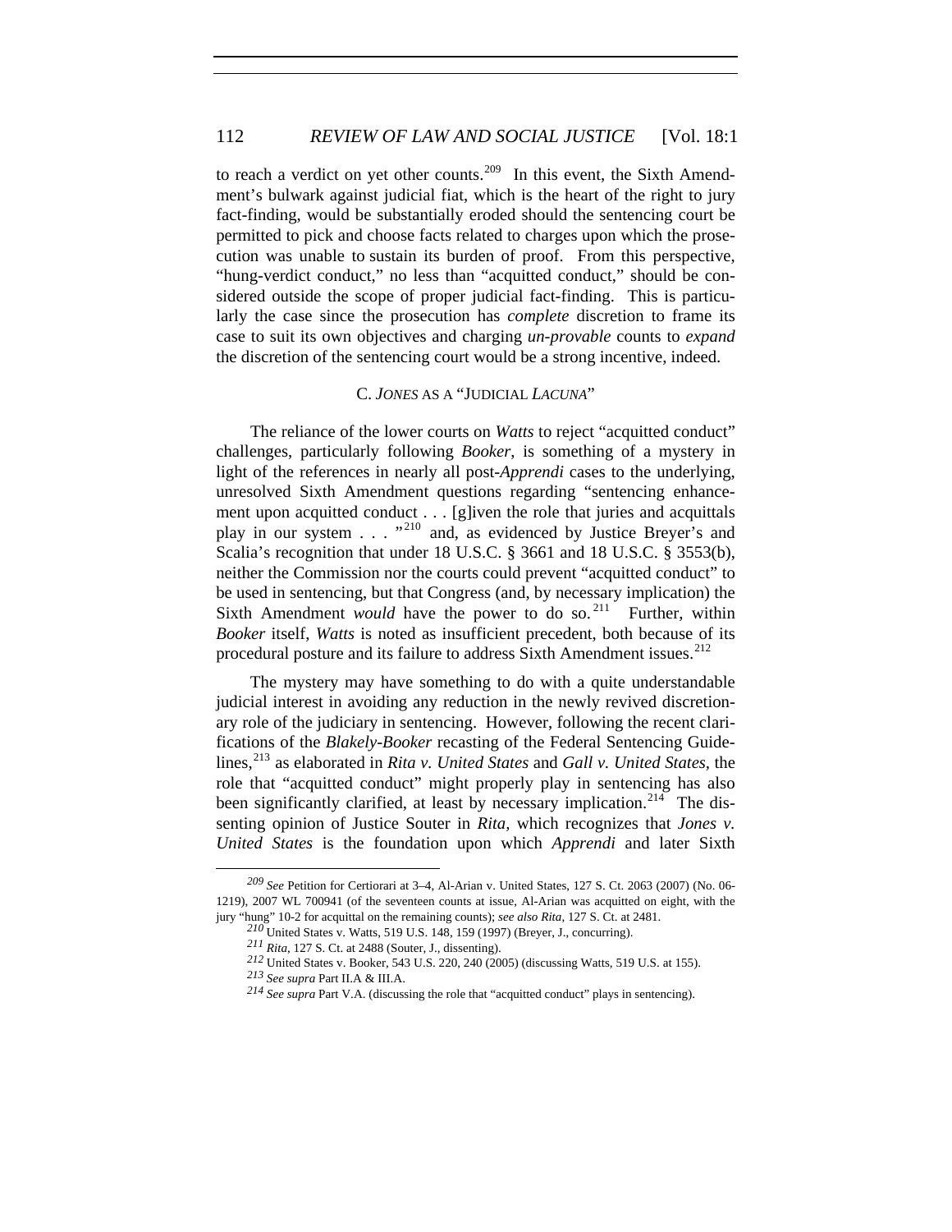to reach a verdict on yet other counts.[209] In this event, the Sixth Amendment's bulwark against judicial fiat, which is the heart of the right to jury fact-finding, would be substantially eroded should the sentencing court be permitted to pick and choose facts related to charges upon which the prosecution was unable to sustain its burden of proof. From this perspective, "hung-verdict conduct," no less than "acquitted conduct," should be considered outside the scope of proper judicial fact-finding. This is particularly the case since the prosecution has *complete* discretion to frame its case to suit its own objectives and charging *un-provable* counts to *expand* the discretion of the sentencing court would be a strong incentive, indeed.

### C. *JONES* AS A "JUDICIAL *LACUNA*"

The reliance of the lower courts on *Watts* to reject "acquitted conduct" challenges, particularly following *Booker*, is something of a mystery in light of the references in nearly all post-*Apprendi* cases to the underlying, unresolved Sixth Amendment questions regarding "sentencing enhancement upon acquitted conduct . . . [g]iven the role that juries and acquittals play in our system . . . "[210] and, as evidenced by Justice Breyer's and Scalia's recognition that under 18 U.S.C. § 3661 and 18 U.S.C. § 3553(b), neither the Commission nor the courts could prevent "acquitted conduct" to be used in sentencing, but that Congress (and, by necessary implication) the Sixth Amendment *would* have the power to do so.[211] Further, within *Booker* itself, *Watts* is noted as insufficient precedent, both because of its procedural posture and its failure to address Sixth Amendment issues.[212]

The mystery may have something to do with a quite understandable judicial interest in avoiding any reduction in the newly revived discretionary role of the judiciary in sentencing. However, following the recent clarifications of the *Blakely-Booker* recasting of the Federal Sentencing Guidelines,[213] as elaborated in *Rita v. United States* and *Gall v. United States*, the role that "acquitted conduct" might properly play in sentencing has also been significantly clarified, at least by necessary implication.[214] The dissenting opinion of Justice Souter in *Rita*, which recognizes that *Jones v. United States* is the foundation upon which *Apprendi* and later Sixth

---

[209] *See* Petition for Certiorari at 3–4, Al-Arian v. United States, 127 S. Ct. 2063 (2007) (No. 06-1219), 2007 WL 700941 (of the seventeen counts at issue, Al-Arian was acquitted on eight, with the jury "hung" 10-2 for acquittal on the remaining counts); *see also Rita*, 127 S. Ct. at 2481.

[210] United States v. Watts, 519 U.S. 148, 159 (1997) (Breyer, J., concurring).

[211] *Rita*, 127 S. Ct. at 2488 (Souter, J., dissenting).

[212] United States v. Booker, 543 U.S. 220, 240 (2005) (discussing Watts, 519 U.S. at 155).

[213] *See supra* Part II.A & III.A.

[214] *See supra* Part V.A. (discussing the role that "acquitted conduct" plays in sentencing).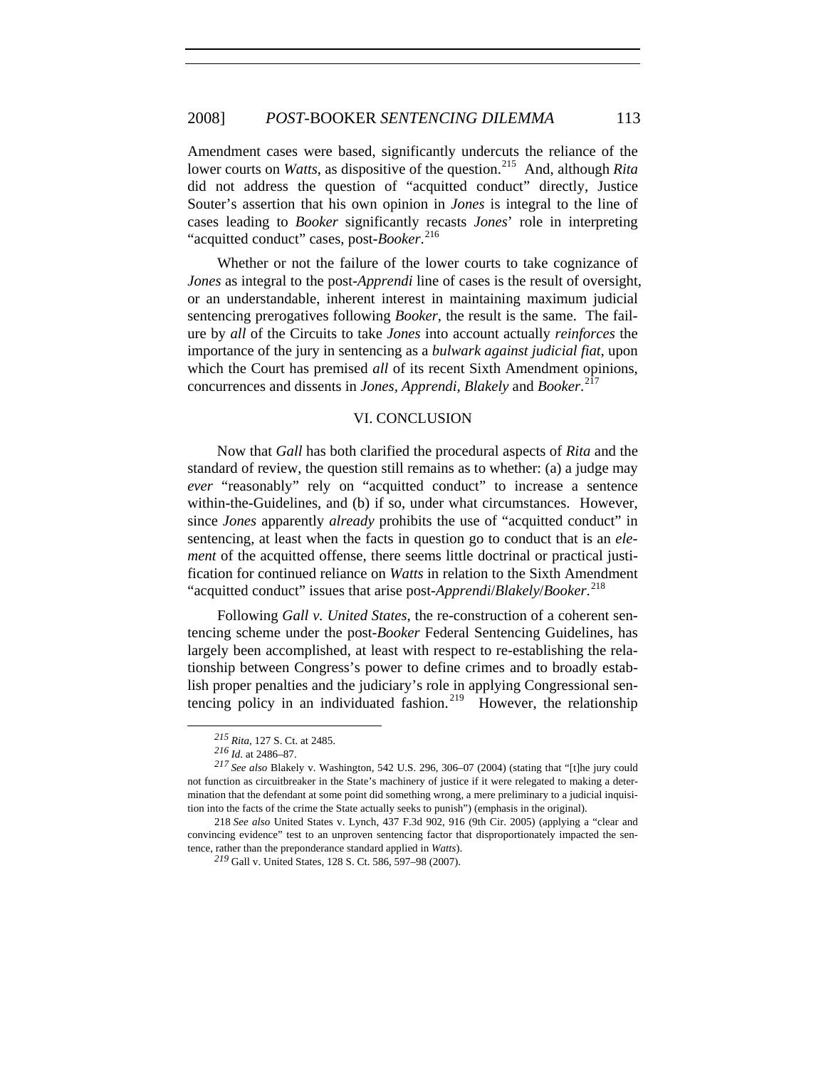Amendment cases were based, significantly undercuts the reliance of the lower courts on *Watts*, as dispositive of the question.[215] And, although *Rita* did not address the question of "acquitted conduct" directly, Justice Souter's assertion that his own opinion in *Jones* is integral to the line of cases leading to *Booker* significantly recasts *Jones*' role in interpreting "acquitted conduct" cases, post-*Booker*.[216]

Whether or not the failure of the lower courts to take cognizance of *Jones* as integral to the post-*Apprendi* line of cases is the result of oversight, or an understandable, inherent interest in maintaining maximum judicial sentencing prerogatives following *Booker*, the result is the same. The failure by *all* of the Circuits to take *Jones* into account actually *reinforces* the importance of the jury in sentencing as a *bulwark against judicial fiat*, upon which the Court has premised *all* of its recent Sixth Amendment opinions, concurrences and dissents in *Jones*, *Apprendi*, *Blakely* and *Booker*.[217]

## VI. CONCLUSION

Now that *Gall* has both clarified the procedural aspects of *Rita* and the standard of review, the question still remains as to whether: (a) a judge may *ever* "reasonably" rely on "acquitted conduct" to increase a sentence within-the-Guidelines, and (b) if so, under what circumstances. However, since *Jones* apparently *already* prohibits the use of "acquitted conduct" in sentencing, at least when the facts in question go to conduct that is an *element* of the acquitted offense, there seems little doctrinal or practical justification for continued reliance on *Watts* in relation to the Sixth Amendment "acquitted conduct" issues that arise post-*Apprendi*/*Blakely*/*Booker*.[218]

Following *Gall v. United States*, the re-construction of a coherent sentencing scheme under the post-*Booker* Federal Sentencing Guidelines, has largely been accomplished, at least with respect to re-establishing the relationship between Congress's power to define crimes and to broadly establish proper penalties and the judiciary's role in applying Congressional sentencing policy in an individuated fashion.[219] However, the relationship

---

[215] *Rita*, 127 S. Ct. at 2485.

[216] *Id.* at 2486–87.

[217] *See also* Blakely v. Washington, 542 U.S. 296, 306–07 (2004) (stating that "[t]he jury could not function as circuitbreaker in the State's machinery of justice if it were relegated to making a determination that the defendant at some point did something wrong, a mere preliminary to a judicial inquisition into the facts of the crime the State actually seeks to punish") (emphasis in the original).

[218] *See also* United States v. Lynch, 437 F.3d 902, 916 (9th Cir. 2005) (applying a "clear and convincing evidence" test to an unproven sentencing factor that disproportionately impacted the sentence, rather than the preponderance standard applied in *Watts*).

[219] Gall v. United States, 128 S. Ct. 586, 597–98 (2007).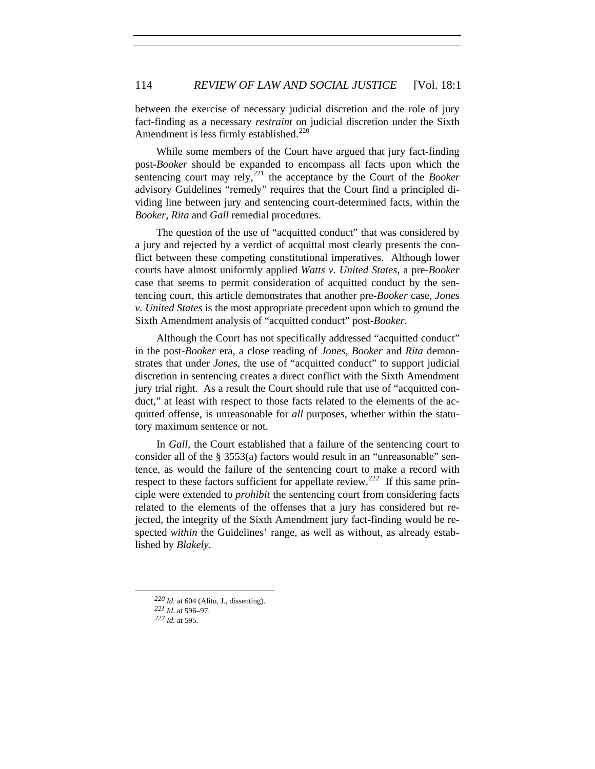between the exercise of necessary judicial discretion and the role of jury fact-finding as a necessary *restraint* on judicial discretion under the Sixth Amendment is less firmly established.[220]

While some members of the Court have argued that jury fact-finding post-*Booker* should be expanded to encompass all facts upon which the sentencing court may rely,[221] the acceptance by the Court of the *Booker* advisory Guidelines "remedy" requires that the Court find a principled dividing line between jury and sentencing court-determined facts, within the *Booker*, *Rita* and *Gall* remedial procedures.

The question of the use of "acquitted conduct" that was considered by a jury and rejected by a verdict of acquittal most clearly presents the conflict between these competing constitutional imperatives. Although lower courts have almost uniformly applied *Watts v. United States*, a pre-*Booker* case that seems to permit consideration of acquitted conduct by the sentencing court, this article demonstrates that another pre-*Booker* case, *Jones v. United States* is the most appropriate precedent upon which to ground the Sixth Amendment analysis of "acquitted conduct" post-*Booker*.

Although the Court has not specifically addressed "acquitted conduct" in the post-*Booker* era, a close reading of *Jones*, *Booker* and *Rita* demonstrates that under *Jones*, the use of "acquitted conduct" to support judicial discretion in sentencing creates a direct conflict with the Sixth Amendment jury trial right. As a result the Court should rule that use of "acquitted conduct," at least with respect to those facts related to the elements of the acquitted offense, is unreasonable for *all* purposes, whether within the statutory maximum sentence or not.

In *Gall*, the Court established that a failure of the sentencing court to consider all of the § 3553(a) factors would result in an "unreasonable" sentence, as would the failure of the sentencing court to make a record with respect to these factors sufficient for appellate review.[222] If this same principle were extended to *prohibit* the sentencing court from considering facts related to the elements of the offenses that a jury has considered but rejected, the integrity of the Sixth Amendment jury fact-finding would be respected *within* the Guidelines' range, as well as without, as already established by *Blakely*.

---

220 *Id.* at 604 (Alito, J., dissenting).
221 *Id.* at 596–97.
222 *Id.* at 595.